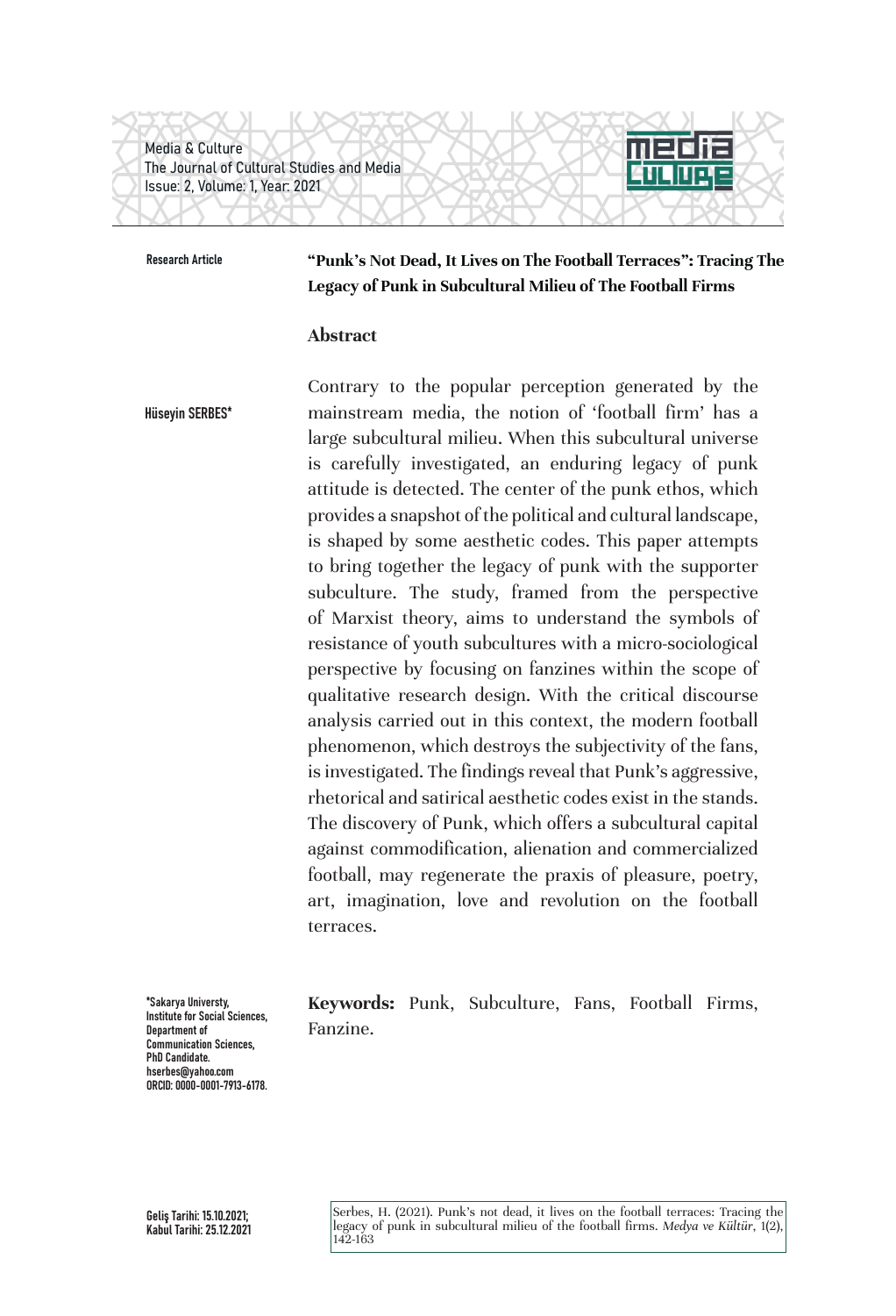Research Article

# "Punk's Not Dead, It Lives on The Football Terraces": Tracing The Legacy of Punk in Subcultural Milieu of The Football Firms

Hüseyin SERBES*

## Abstract

Contrary to the popular perception generated by the mainstream media, the notion of 'football firm' has a large subcultural milieu. When this subcultural universe is carefully investigated, an enduring legacy of punk attitude is detected. The center of the punk ethos, which provides a snapshot of the political and cultural landscape, is shaped by some aesthetic codes. This paper attempts to bring together the legacy of punk with the supporter subculture. The study, framed from the perspective of Marxist theory, aims to understand the symbols of resistance of youth subcultures with a micro-sociological perspective by focusing on fanzines within the scope of qualitative research design. With the critical discourse analysis carried out in this context, the modern football phenomenon, which destroys the subjectivity of the fans, is investigated. The findings reveal that Punk's aggressive, rhetorical and satirical aesthetic codes exist in the stands. The discovery of Punk, which offers a subcultural capital against commodification, alienation and commercialized football, may regenerate the praxis of pleasure, poetry, art, imagination, love and revolution on the football terraces.

**Keywords:** Punk, Subculture, Fans, Football Firms, Fanzine.

*Sakarya Universty, Institute for Social Sciences, Department of Communication Sciences, PhD Candidate. hserbes@yahoo.com ORCID: 0000-0001-7913-6178.

Geliş Tarihi: 15.10.2021; Kabul Tarihi: 25.12.2021

Serbes, H. (2021). Punk's not dead, it lives on the football terraces: Tracing the legacy of punk in subcultural milieu of the football firms. *Medya ve Kültür*, 1(2), 142-163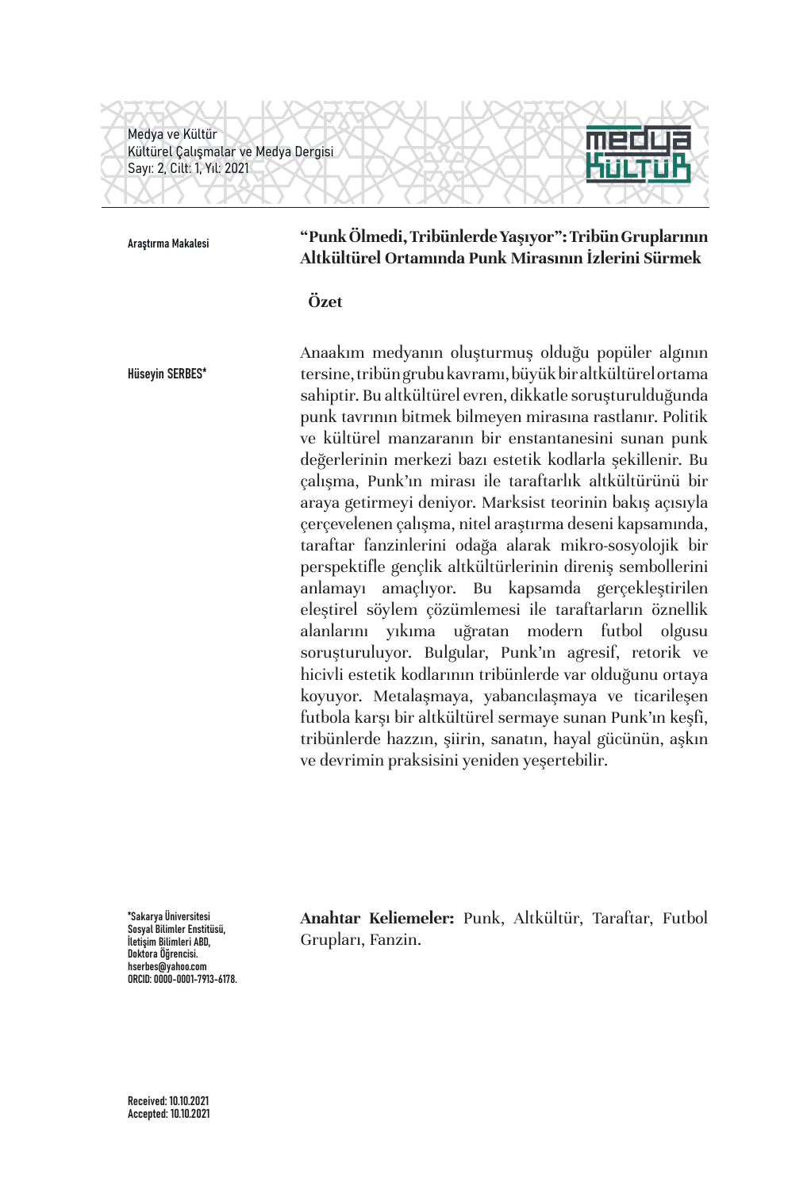Araştırma Makalesi

# "Punk Ölmedi, Tribünlerde Yaşıyor": Tribün Gruplarının Altkültürel Ortamında Punk Mirasının İzlerini Sürmek

Hüseyin SERBES*

## Özet

Anaakım medyanın oluşturmuş olduğu popüler algının tersine, tribün grubu kavramı, büyük bir altkültürel ortama sahiptir. Bu altkültürel evren, dikkatle soruşturulduğunda punk tavrının bitmek bilmeyen mirasına rastlanır. Politik ve kültürel manzaranın bir enstantanesini sunan punk değerlerinin merkezi bazı estetik kodlarla şekillenir. Bu çalışma, Punk'ın mirası ile taraftarlık altkültürünü bir araya getirmeyi deniyor. Marksist teorinin bakış açısıyla çerçevelenen çalışma, nitel araştırma deseni kapsamında, taraftar fanzinlerini odağa alarak mikro-sosyolojik bir perspektifle gençlik altkültürlerinin direniş sembollerini anlamayı amaçlıyor. Bu kapsamda gerçekleştirilen eleştirel söylem çözümlemesi ile taraftarların öznellik alanlarını yıkıma uğratan modern futbol olgusu soruşturuluyor. Bulgular, Punk'ın agresif, retorik ve hicivli estetik kodlarının tribünlerde var olduğunu ortaya koyuyor. Metalaşmaya, yabancılaşmaya ve ticarileşen futbola karşı bir altkültürel sermaye sunan Punk'ın keşfi, tribünlerde hazzın, şiirin, sanatın, hayal gücünün, aşkın ve devrimin praksisini yeniden yeşertebilir.

**Anahtar Keliemeler:** Punk, Altkültür, Taraftar, Futbol Grupları, Fanzin.

*Sakarya Üniversitesi Sosyal Bilimler Enstitüsü, İletişim Bilimleri ABD, Doktora Öğrencisi.
hserbes@yahoo.com
ORCID: 0000-0001-7913-6178.

Received: 10.10.2021
Accepted: 10.10.2021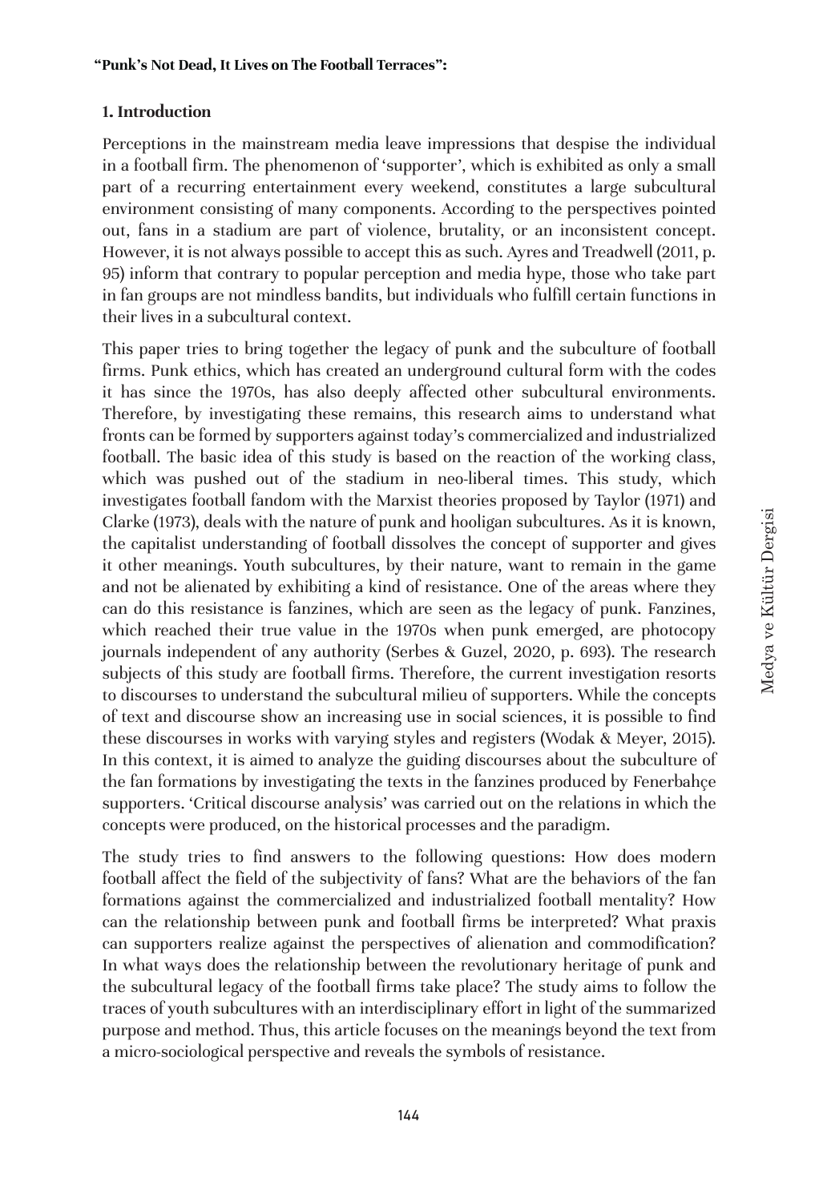## 1. Introduction

Perceptions in the mainstream media leave impressions that despise the individual in a football firm. The phenomenon of 'supporter', which is exhibited as only a small part of a recurring entertainment every weekend, constitutes a large subcultural environment consisting of many components. According to the perspectives pointed out, fans in a stadium are part of violence, brutality, or an inconsistent concept. However, it is not always possible to accept this as such. Ayres and Treadwell (2011, p. 95) inform that contrary to popular perception and media hype, those who take part in fan groups are not mindless bandits, but individuals who fulfill certain functions in their lives in a subcultural context.

This paper tries to bring together the legacy of punk and the subculture of football firms. Punk ethics, which has created an underground cultural form with the codes it has since the 1970s, has also deeply affected other subcultural environments. Therefore, by investigating these remains, this research aims to understand what fronts can be formed by supporters against today's commercialized and industrialized football. The basic idea of this study is based on the reaction of the working class, which was pushed out of the stadium in neo-liberal times. This study, which investigates football fandom with the Marxist theories proposed by Taylor (1971) and Clarke (1973), deals with the nature of punk and hooligan subcultures. As it is known, the capitalist understanding of football dissolves the concept of supporter and gives it other meanings. Youth subcultures, by their nature, want to remain in the game and not be alienated by exhibiting a kind of resistance. One of the areas where they can do this resistance is fanzines, which are seen as the legacy of punk. Fanzines, which reached their true value in the 1970s when punk emerged, are photocopy journals independent of any authority (Serbes & Guzel, 2020, p. 693). The research subjects of this study are football firms. Therefore, the current investigation resorts to discourses to understand the subcultural milieu of supporters. While the concepts of text and discourse show an increasing use in social sciences, it is possible to find these discourses in works with varying styles and registers (Wodak & Meyer, 2015). In this context, it is aimed to analyze the guiding discourses about the subculture of the fan formations by investigating the texts in the fanzines produced by Fenerbahçe supporters. 'Critical discourse analysis' was carried out on the relations in which the concepts were produced, on the historical processes and the paradigm.

The study tries to find answers to the following questions: How does modern football affect the field of the subjectivity of fans? What are the behaviors of the fan formations against the commercialized and industrialized football mentality? How can the relationship between punk and football firms be interpreted? What praxis can supporters realize against the perspectives of alienation and commodification? In what ways does the relationship between the revolutionary heritage of punk and the subcultural legacy of the football firms take place? The study aims to follow the traces of youth subcultures with an interdisciplinary effort in light of the summarized purpose and method. Thus, this article focuses on the meanings beyond the text from a micro-sociological perspective and reveals the symbols of resistance.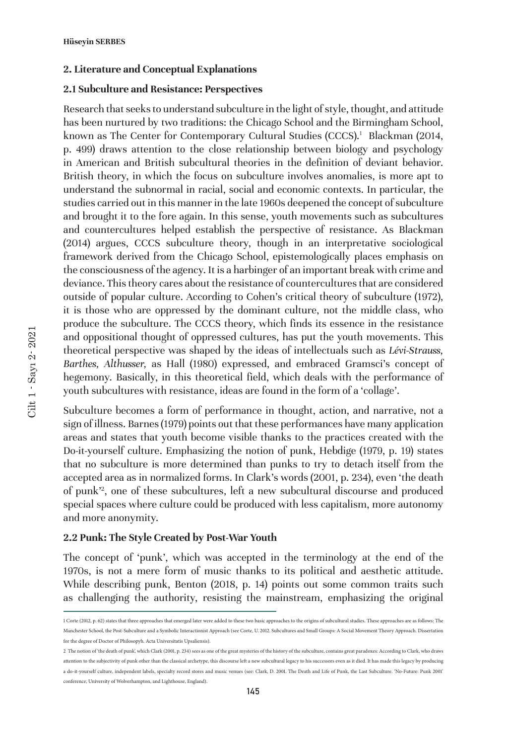## 2. Literature and Conceptual Explanations

### 2.1 Subculture and Resistance: Perspectives

Research that seeks to understand subculture in the light of style, thought, and attitude has been nurtured by two traditions: the Chicago School and the Birmingham School, known as The Center for Contemporary Cultural Studies (CCCS).[1] Blackman (2014, p. 499) draws attention to the close relationship between biology and psychology in American and British subcultural theories in the definition of deviant behavior. British theory, in which the focus on subculture involves anomalies, is more apt to understand the subnormal in racial, social and economic contexts. In particular, the studies carried out in this manner in the late 1960s deepened the concept of subculture and brought it to the fore again. In this sense, youth movements such as subcultures and countercultures helped establish the perspective of resistance. As Blackman (2014) argues, CCCS subculture theory, though in an interpretative sociological framework derived from the Chicago School, epistemologically places emphasis on the consciousness of the agency. It is a harbinger of an important break with crime and deviance. This theory cares about the resistance of countercultures that are considered outside of popular culture. According to Cohen's critical theory of subculture (1972), it is those who are oppressed by the dominant culture, not the middle class, who produce the subculture. The CCCS theory, which finds its essence in the resistance and oppositional thought of oppressed cultures, has put the youth movements. This theoretical perspective was shaped by the ideas of intellectuals such as *Lévi-Strauss, Barthes, Althusser,* as Hall (1980) expressed, and embraced Gramsci's concept of hegemony. Basically, in this theoretical field, which deals with the performance of youth subcultures with resistance, ideas are found in the form of a 'collage'.

Subculture becomes a form of performance in thought, action, and narrative, not a sign of illness. Barnes (1979) points out that these performances have many application areas and states that youth become visible thanks to the practices created with the Do-it-yourself culture. Emphasizing the notion of punk, Hebdige (1979, p. 19) states that no subculture is more determined than punks to try to detach itself from the accepted area as in normalized forms. In Clark's words (2001, p. 234), even 'the death of punk'[2], one of these subcultures, left a new subcultural discourse and produced special spaces where culture could be produced with less capitalism, more autonomy and more anonymity.

### 2.2 Punk: The Style Created by Post-War Youth

The concept of 'punk', which was accepted in the terminology at the end of the 1970s, is not a mere form of music thanks to its political and aesthetic attitude. While describing punk, Benton (2018, p. 14) points out some common traits such as challenging the authority, resisting the mainstream, emphasizing the original

---

1 Corte (2012, p. 62) states that three approaches that emerged later were added to these two basic approaches to the origins of subcultural studies. These approaches are as follows: The Manchester School, the Post-Subculture and a Symbolic Interactionist Approach (see Corte, U. 2012. Subcultures and Small Groups: A Social Movement Theory Approach. Dissertation for the degree of Doctor of Philosopyh. Acta Universitatis Upsaliensis).

2 The notion of 'the death of punk', which Clark (2001, p. 234) sees as one of the great mysteries of the history of the subculture, contains great paradoxes: According to Clark, who draws attention to the subjectivity of punk other than the classical archetype, this discourse left a new subcultural legacy to his successors even as it died. It has made this legacy by producing a do-it-yourself culture, independent labels, specialty record stores and music venues (see: Clark, D. 2001. The Death and Life of Punk, the Last Subculture. 'No-Future: Punk 2001' conference, University of Wolverhampton, and Lighthouse, England).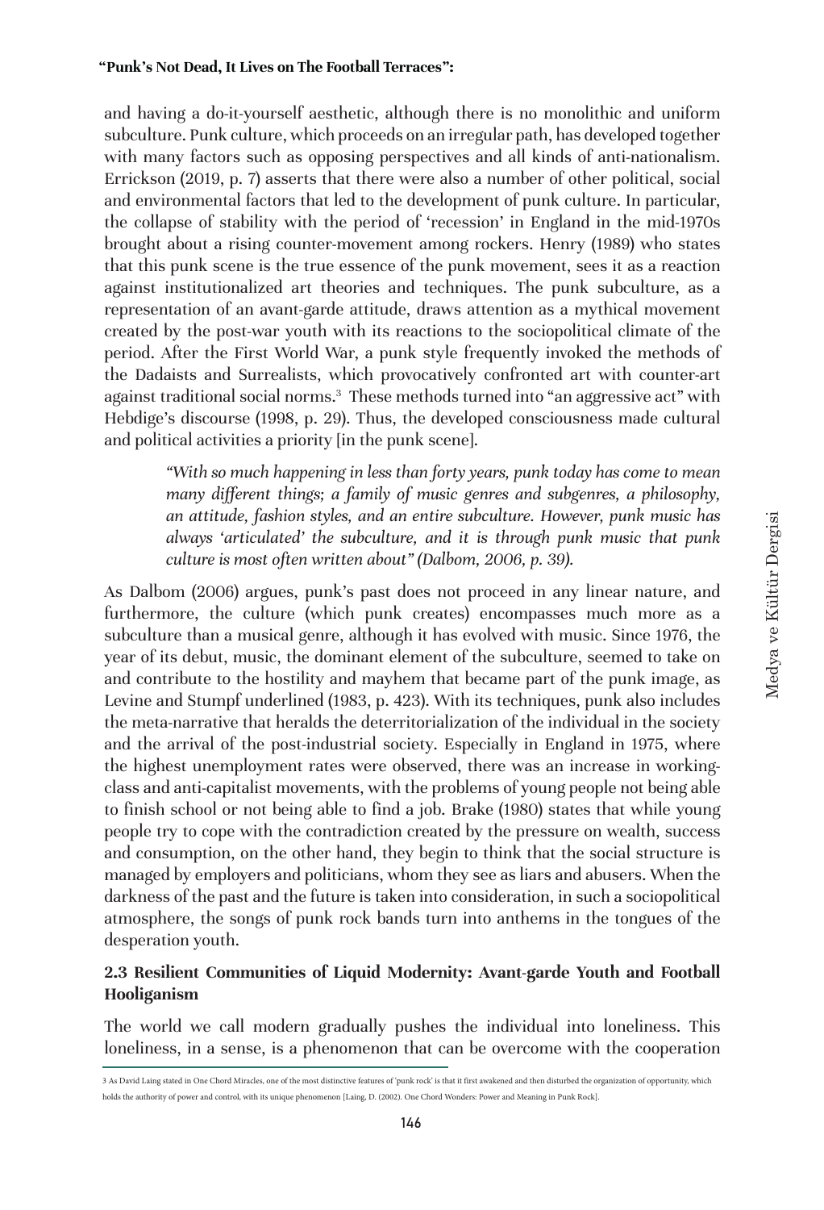and having a do-it-yourself aesthetic, although there is no monolithic and uniform subculture. Punk culture, which proceeds on an irregular path, has developed together with many factors such as opposing perspectives and all kinds of anti-nationalism. Errickson (2019, p. 7) asserts that there were also a number of other political, social and environmental factors that led to the development of punk culture. In particular, the collapse of stability with the period of 'recession' in England in the mid-1970s brought about a rising counter-movement among rockers. Henry (1989) who states that this punk scene is the true essence of the punk movement, sees it as a reaction against institutionalized art theories and techniques. The punk subculture, as a representation of an avant-garde attitude, draws attention as a mythical movement created by the post-war youth with its reactions to the sociopolitical climate of the period. After the First World War, a punk style frequently invoked the methods of the Dadaists and Surrealists, which provocatively confronted art with counter-art against traditional social norms.[3] These methods turned into "an aggressive act" with Hebdige's discourse (1998, p. 29). Thus, the developed consciousness made cultural and political activities a priority [in the punk scene].

> *"With so much happening in less than forty years, punk today has come to mean many different things; a family of music genres and subgenres, a philosophy, an attitude, fashion styles, and an entire subculture. However, punk music has always 'articulated' the subculture, and it is through punk music that punk culture is most often written about" (Dalbom, 2006, p. 39).*

As Dalbom (2006) argues, punk's past does not proceed in any linear nature, and furthermore, the culture (which punk creates) encompasses much more as a subculture than a musical genre, although it has evolved with music. Since 1976, the year of its debut, music, the dominant element of the subculture, seemed to take on and contribute to the hostility and mayhem that became part of the punk image, as Levine and Stumpf underlined (1983, p. 423). With its techniques, punk also includes the meta-narrative that heralds the deterritorialization of the individual in the society and the arrival of the post-industrial society. Especially in England in 1975, where the highest unemployment rates were observed, there was an increase in working-class and anti-capitalist movements, with the problems of young people not being able to finish school or not being able to find a job. Brake (1980) states that while young people try to cope with the contradiction created by the pressure on wealth, success and consumption, on the other hand, they begin to think that the social structure is managed by employers and politicians, whom they see as liars and abusers. When the darkness of the past and the future is taken into consideration, in such a sociopolitical atmosphere, the songs of punk rock bands turn into anthems in the tongues of the desperation youth.

### 2.3 Resilient Communities of Liquid Modernity: Avant-garde Youth and Football Hooliganism

The world we call modern gradually pushes the individual into loneliness. This loneliness, in a sense, is a phenomenon that can be overcome with the cooperation

---

3 As David Laing stated in One Chord Miracles, one of the most distinctive features of 'punk rock' is that it first awakened and then disturbed the organization of opportunity, which holds the authority of power and control, with its unique phenomenon [Laing, D. (2002). One Chord Wonders: Power and Meaning in Punk Rock].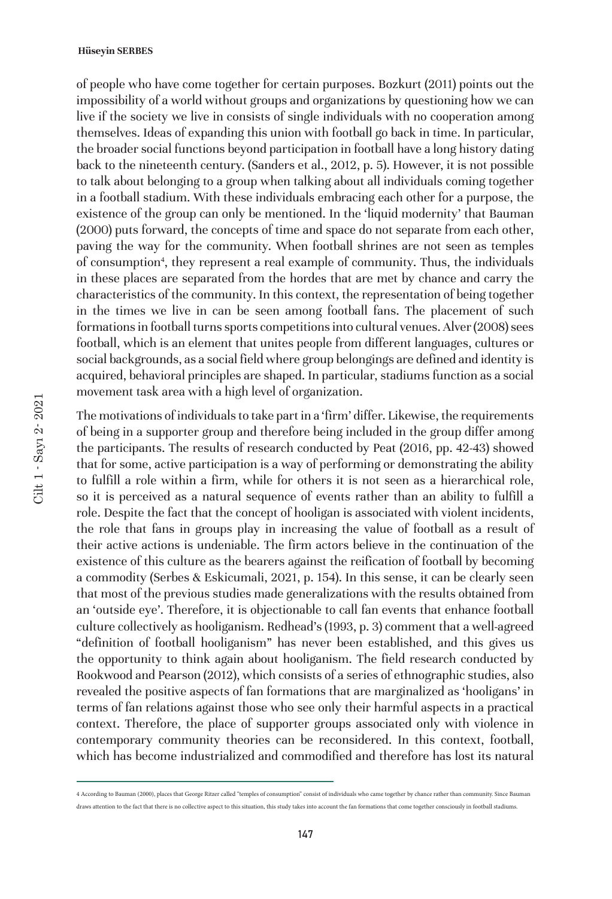of people who have come together for certain purposes. Bozkurt (2011) points out the impossibility of a world without groups and organizations by questioning how we can live if the society we live in consists of single individuals with no cooperation among themselves. Ideas of expanding this union with football go back in time. In particular, the broader social functions beyond participation in football have a long history dating back to the nineteenth century. (Sanders et al., 2012, p. 5). However, it is not possible to talk about belonging to a group when talking about all individuals coming together in a football stadium. With these individuals embracing each other for a purpose, the existence of the group can only be mentioned. In the 'liquid modernity' that Bauman (2000) puts forward, the concepts of time and space do not separate from each other, paving the way for the community. When football shrines are not seen as temples of consumption[4], they represent a real example of community. Thus, the individuals in these places are separated from the hordes that are met by chance and carry the characteristics of the community. In this context, the representation of being together in the times we live in can be seen among football fans. The placement of such formations in football turns sports competitions into cultural venues. Alver (2008) sees football, which is an element that unites people from different languages, cultures or social backgrounds, as a social field where group belongings are defined and identity is acquired, behavioral principles are shaped. In particular, stadiums function as a social movement task area with a high level of organization.

The motivations of individuals to take part in a 'firm' differ. Likewise, the requirements of being in a supporter group and therefore being included in the group differ among the participants. The results of research conducted by Peat (2016, pp. 42-43) showed that for some, active participation is a way of performing or demonstrating the ability to fulfill a role within a firm, while for others it is not seen as a hierarchical role, so it is perceived as a natural sequence of events rather than an ability to fulfill a role. Despite the fact that the concept of hooligan is associated with violent incidents, the role that fans in groups play in increasing the value of football as a result of their active actions is undeniable. The firm actors believe in the continuation of the existence of this culture as the bearers against the reification of football by becoming a commodity (Serbes & Eskicumali, 2021, p. 154). In this sense, it can be clearly seen that most of the previous studies made generalizations with the results obtained from an 'outside eye'. Therefore, it is objectionable to call fan events that enhance football culture collectively as hooliganism. Redhead's (1993, p. 3) comment that a well-agreed "definition of football hooliganism" has never been established, and this gives us the opportunity to think again about hooliganism. The field research conducted by Rookwood and Pearson (2012), which consists of a series of ethnographic studies, also revealed the positive aspects of fan formations that are marginalized as 'hooligans' in terms of fan relations against those who see only their harmful aspects in a practical context. Therefore, the place of supporter groups associated only with violence in contemporary community theories can be reconsidered. In this context, football, which has become industrialized and commodified and therefore has lost its natural

4 According to Bauman (2000), places that George Ritzer called "temples of consumption" consist of individuals who came together by chance rather than community. Since Bauman draws attention to the fact that there is no collective aspect to this situation, this study takes into account the fan formations that come together consciously in football stadiums.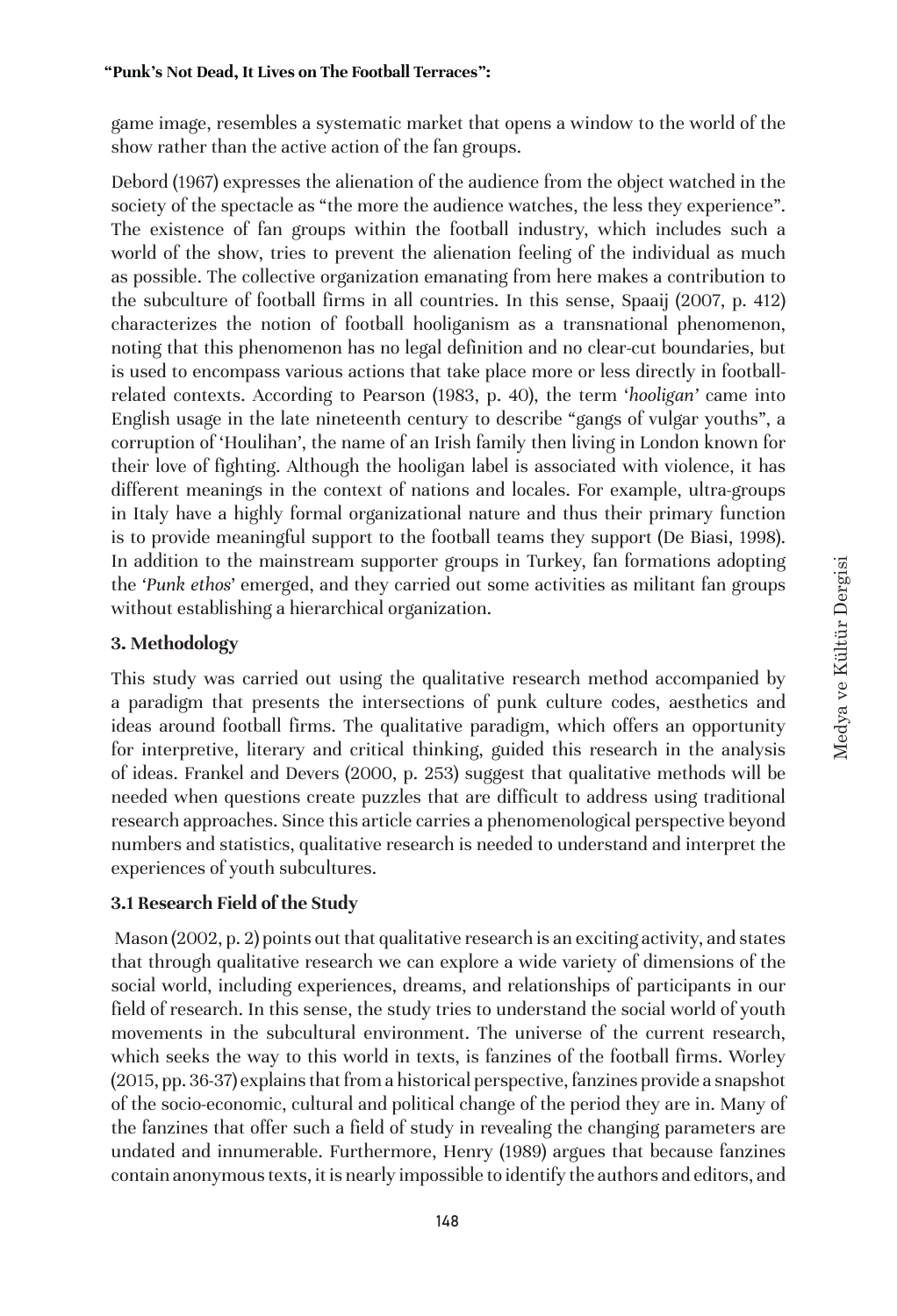game image, resembles a systematic market that opens a window to the world of the show rather than the active action of the fan groups.

Debord (1967) expresses the alienation of the audience from the object watched in the society of the spectacle as "the more the audience watches, the less they experience". The existence of fan groups within the football industry, which includes such a world of the show, tries to prevent the alienation feeling of the individual as much as possible. The collective organization emanating from here makes a contribution to the subculture of football firms in all countries. In this sense, Spaaij (2007, p. 412) characterizes the notion of football hooliganism as a transnational phenomenon, noting that this phenomenon has no legal definition and no clear-cut boundaries, but is used to encompass various actions that take place more or less directly in football-related contexts. According to Pearson (1983, p. 40), the term '*hooligan*' came into English usage in the late nineteenth century to describe "gangs of vulgar youths", a corruption of 'Houlihan', the name of an Irish family then living in London known for their love of fighting. Although the hooligan label is associated with violence, it has different meanings in the context of nations and locales. For example, ultra-groups in Italy have a highly formal organizational nature and thus their primary function is to provide meaningful support to the football teams they support (De Biasi, 1998). In addition to the mainstream supporter groups in Turkey, fan formations adopting the '*Punk ethos*' emerged, and they carried out some activities as militant fan groups without establishing a hierarchical organization.

## 3. Methodology

This study was carried out using the qualitative research method accompanied by a paradigm that presents the intersections of punk culture codes, aesthetics and ideas around football firms. The qualitative paradigm, which offers an opportunity for interpretive, literary and critical thinking, guided this research in the analysis of ideas. Frankel and Devers (2000, p. 253) suggest that qualitative methods will be needed when questions create puzzles that are difficult to address using traditional research approaches. Since this article carries a phenomenological perspective beyond numbers and statistics, qualitative research is needed to understand and interpret the experiences of youth subcultures.

### 3.1 Research Field of the Study

Mason (2002, p. 2) points out that qualitative research is an exciting activity, and states that through qualitative research we can explore a wide variety of dimensions of the social world, including experiences, dreams, and relationships of participants in our field of research. In this sense, the study tries to understand the social world of youth movements in the subcultural environment. The universe of the current research, which seeks the way to this world in texts, is fanzines of the football firms. Worley (2015, pp. 36-37) explains that from a historical perspective, fanzines provide a snapshot of the socio-economic, cultural and political change of the period they are in. Many of the fanzines that offer such a field of study in revealing the changing parameters are undated and innumerable. Furthermore, Henry (1989) argues that because fanzines contain anonymous texts, it is nearly impossible to identify the authors and editors, and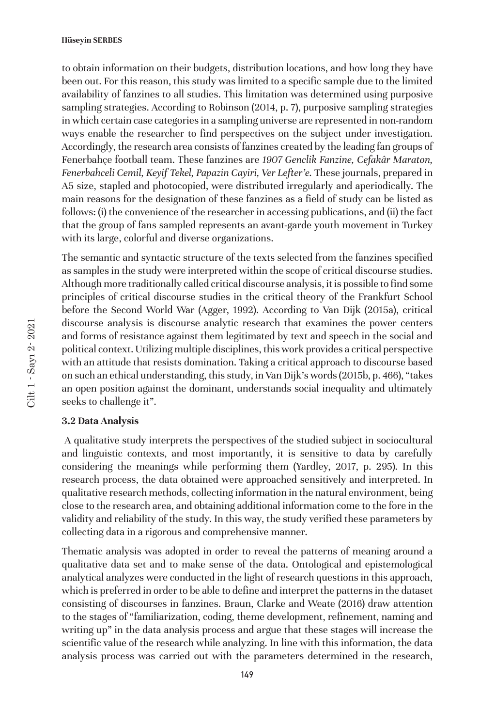to obtain information on their budgets, distribution locations, and how long they have been out. For this reason, this study was limited to a specific sample due to the limited availability of fanzines to all studies. This limitation was determined using purposive sampling strategies. According to Robinson (2014, p. 7), purposive sampling strategies in which certain case categories in a sampling universe are represented in non-random ways enable the researcher to find perspectives on the subject under investigation. Accordingly, the research area consists of fanzines created by the leading fan groups of Fenerbahçe football team. These fanzines are *1907 Genclik Fanzine, Cefakâr Maraton, Fenerbahceli Cemil, Keyif Tekel, Papazin Cayiri, Ver Lefter'e*. These journals, prepared in A5 size, stapled and photocopied, were distributed irregularly and aperiodically. The main reasons for the designation of these fanzines as a field of study can be listed as follows: (i) the convenience of the researcher in accessing publications, and (ii) the fact that the group of fans sampled represents an avant-garde youth movement in Turkey with its large, colorful and diverse organizations.

The semantic and syntactic structure of the texts selected from the fanzines specified as samples in the study were interpreted within the scope of critical discourse studies. Although more traditionally called critical discourse analysis, it is possible to find some principles of critical discourse studies in the critical theory of the Frankfurt School before the Second World War (Agger, 1992). According to Van Dijk (2015a), critical discourse analysis is discourse analytic research that examines the power centers and forms of resistance against them legitimated by text and speech in the social and political context. Utilizing multiple disciplines, this work provides a critical perspective with an attitude that resists domination. Taking a critical approach to discourse based on such an ethical understanding, this study, in Van Dijk's words (2015b, p. 466), "takes an open position against the dominant, understands social inequality and ultimately seeks to challenge it".

### 3.2 Data Analysis

A qualitative study interprets the perspectives of the studied subject in sociocultural and linguistic contexts, and most importantly, it is sensitive to data by carefully considering the meanings while performing them (Yardley, 2017, p. 295). In this research process, the data obtained were approached sensitively and interpreted. In qualitative research methods, collecting information in the natural environment, being close to the research area, and obtaining additional information come to the fore in the validity and reliability of the study. In this way, the study verified these parameters by collecting data in a rigorous and comprehensive manner.

Thematic analysis was adopted in order to reveal the patterns of meaning around a qualitative data set and to make sense of the data. Ontological and epistemological analytical analyzes were conducted in the light of research questions in this approach, which is preferred in order to be able to define and interpret the patterns in the dataset consisting of discourses in fanzines. Braun, Clarke and Weate (2016) draw attention to the stages of "familiarization, coding, theme development, refinement, naming and writing up" in the data analysis process and argue that these stages will increase the scientific value of the research while analyzing. In line with this information, the data analysis process was carried out with the parameters determined in the research,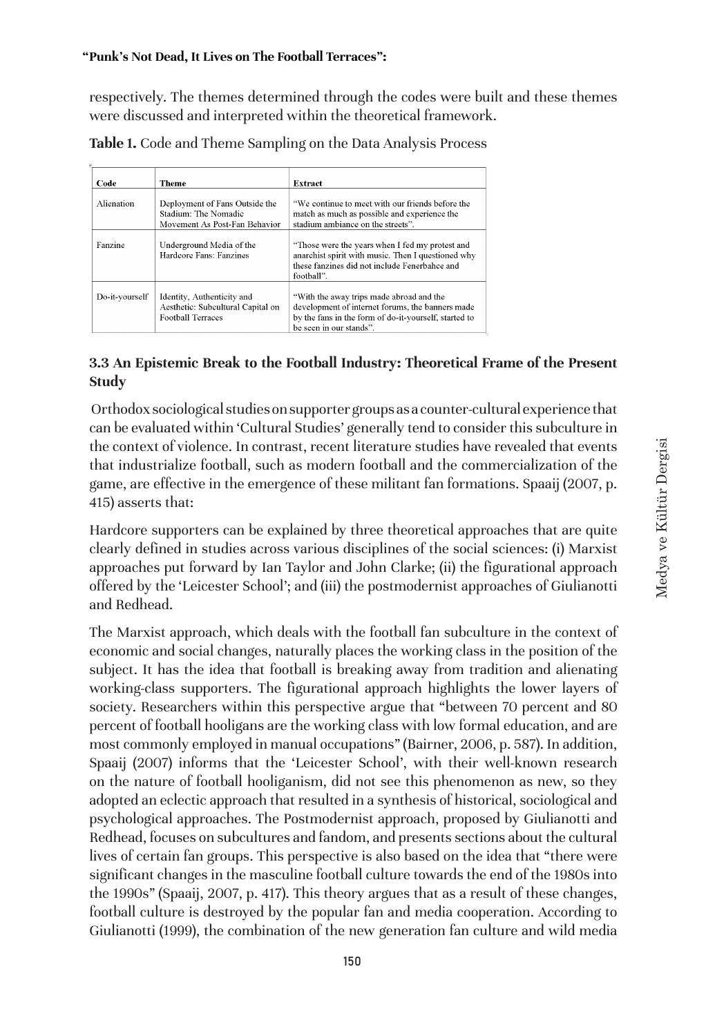respectively. The themes determined through the codes were built and these themes were discussed and interpreted within the theoretical framework.

**Table 1.** Code and Theme Sampling on the Data Analysis Process

| Code | Theme | Extract |
|---|---|---|
| Alienation | Deployment of Fans Outside the Stadium: The Nomadic Movement As Post-Fan Behavior | "We continue to meet with our friends before the match as much as possible and experience the stadium ambiance on the streets". |
| Fanzine | Underground Media of the Hardcore Fans: Fanzines | "Those were the years when I fed my protest and anarchist spirit with music. Then I questioned why these fanzines did not include Fenerbahce and football". |
| Do-it-yourself | Identity, Authenticity and Aesthetic: Subcultural Capital on Football Terraces | "With the away trips made abroad and the development of internet forums, the banners made by the fans in the form of do-it-yourself, started to be seen in our stands". |

### 3.3 An Epistemic Break to the Football Industry: Theoretical Frame of the Present Study

Orthodox sociological studies on supporter groups as a counter-cultural experience that can be evaluated within 'Cultural Studies' generally tend to consider this subculture in the context of violence. In contrast, recent literature studies have revealed that events that industrialize football, such as modern football and the commercialization of the game, are effective in the emergence of these militant fan formations. Spaaij (2007, p. 415) asserts that:

Hardcore supporters can be explained by three theoretical approaches that are quite clearly defined in studies across various disciplines of the social sciences: (i) Marxist approaches put forward by Ian Taylor and John Clarke; (ii) the figurational approach offered by the 'Leicester School'; and (iii) the postmodernist approaches of Giulianotti and Redhead.

The Marxist approach, which deals with the football fan subculture in the context of economic and social changes, naturally places the working class in the position of the subject. It has the idea that football is breaking away from tradition and alienating working-class supporters. The figurational approach highlights the lower layers of society. Researchers within this perspective argue that "between 70 percent and 80 percent of football hooligans are the working class with low formal education, and are most commonly employed in manual occupations" (Bairner, 2006, p. 587). In addition, Spaaij (2007) informs that the 'Leicester School', with their well-known research on the nature of football hooliganism, did not see this phenomenon as new, so they adopted an eclectic approach that resulted in a synthesis of historical, sociological and psychological approaches. The Postmodernist approach, proposed by Giulianotti and Redhead, focuses on subcultures and fandom, and presents sections about the cultural lives of certain fan groups. This perspective is also based on the idea that "there were significant changes in the masculine football culture towards the end of the 1980s into the 1990s" (Spaaij, 2007, p. 417). This theory argues that as a result of these changes, football culture is destroyed by the popular fan and media cooperation. According to Giulianotti (1999), the combination of the new generation fan culture and wild media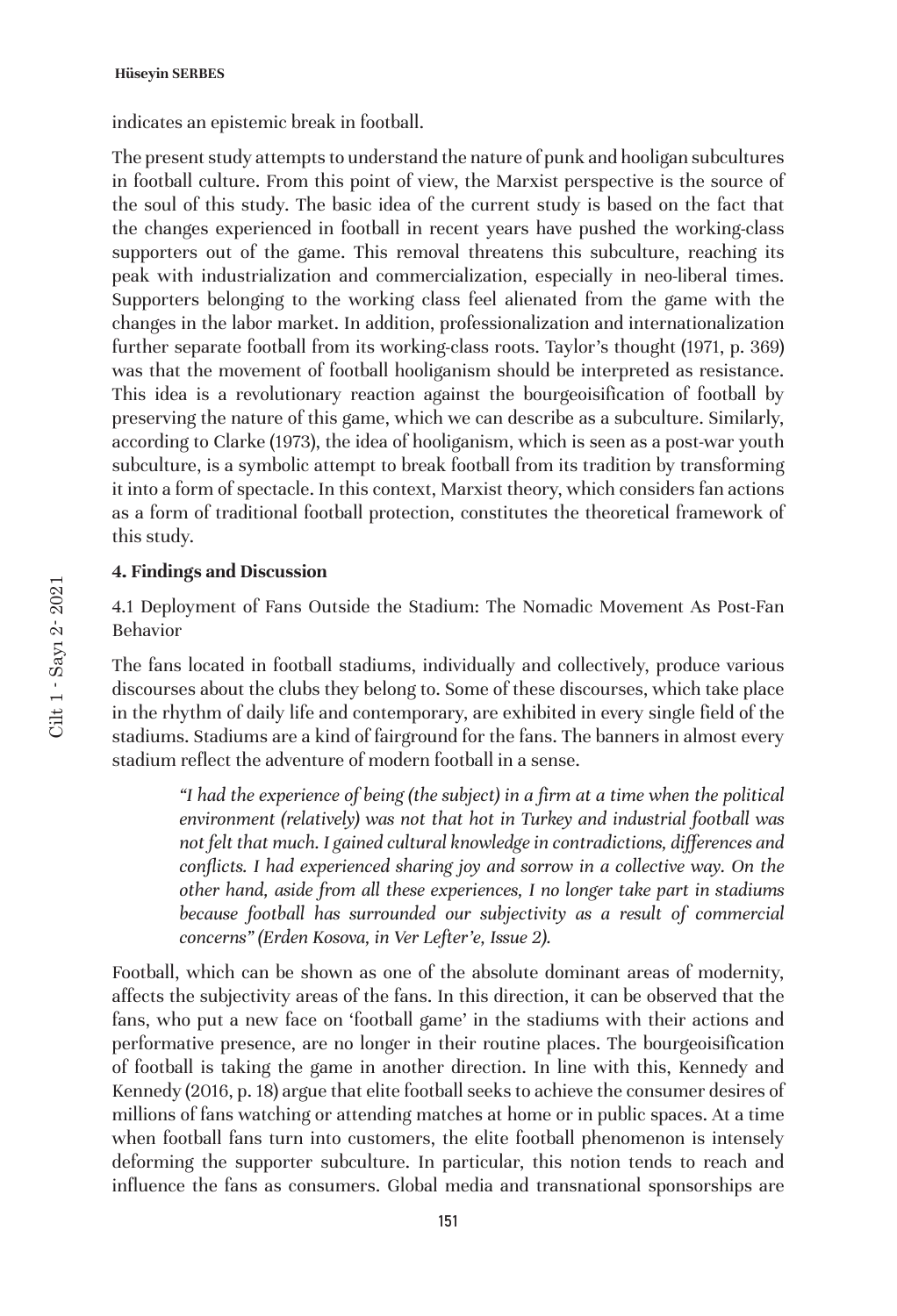indicates an epistemic break in football.

The present study attempts to understand the nature of punk and hooligan subcultures in football culture. From this point of view, the Marxist perspective is the source of the soul of this study. The basic idea of the current study is based on the fact that the changes experienced in football in recent years have pushed the working-class supporters out of the game. This removal threatens this subculture, reaching its peak with industrialization and commercialization, especially in neo-liberal times. Supporters belonging to the working class feel alienated from the game with the changes in the labor market. In addition, professionalization and internationalization further separate football from its working-class roots. Taylor's thought (1971, p. 369) was that the movement of football hooliganism should be interpreted as resistance. This idea is a revolutionary reaction against the bourgeoisification of football by preserving the nature of this game, which we can describe as a subculture. Similarly, according to Clarke (1973), the idea of hooliganism, which is seen as a post-war youth subculture, is a symbolic attempt to break football from its tradition by transforming it into a form of spectacle. In this context, Marxist theory, which considers fan actions as a form of traditional football protection, constitutes the theoretical framework of this study.

## 4. Findings and Discussion

### 4.1 Deployment of Fans Outside the Stadium: The Nomadic Movement As Post-Fan Behavior

The fans located in football stadiums, individually and collectively, produce various discourses about the clubs they belong to. Some of these discourses, which take place in the rhythm of daily life and contemporary, are exhibited in every single field of the stadiums. Stadiums are a kind of fairground for the fans. The banners in almost every stadium reflect the adventure of modern football in a sense.

> *"I had the experience of being (the subject) in a firm at a time when the political environment (relatively) was not that hot in Turkey and industrial football was not felt that much. I gained cultural knowledge in contradictions, differences and conflicts. I had experienced sharing joy and sorrow in a collective way. On the other hand, aside from all these experiences, I no longer take part in stadiums because football has surrounded our subjectivity as a result of commercial concerns" (Erden Kosova, in Ver Lefter'e, Issue 2).*

Football, which can be shown as one of the absolute dominant areas of modernity, affects the subjectivity areas of the fans. In this direction, it can be observed that the fans, who put a new face on 'football game' in the stadiums with their actions and performative presence, are no longer in their routine places. The bourgeoisification of football is taking the game in another direction. In line with this, Kennedy and Kennedy (2016, p. 18) argue that elite football seeks to achieve the consumer desires of millions of fans watching or attending matches at home or in public spaces. At a time when football fans turn into customers, the elite football phenomenon is intensely deforming the supporter subculture. In particular, this notion tends to reach and influence the fans as consumers. Global media and transnational sponsorships are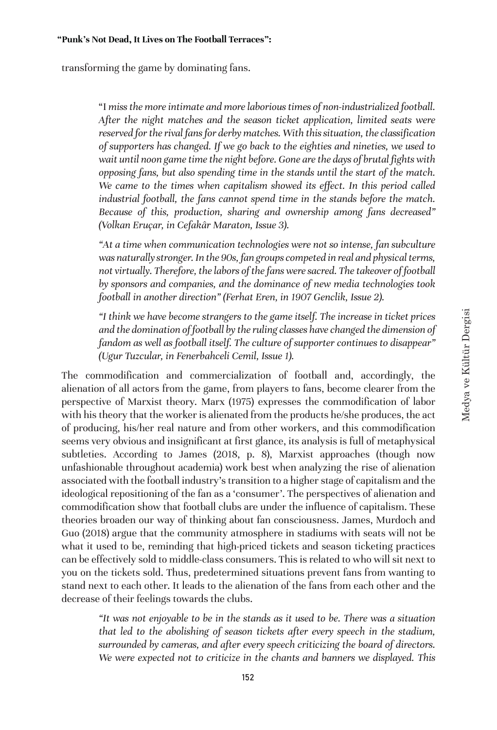transforming the game by dominating fans.

> "I *miss the more intimate and more laborious times of non-industrialized football. After the night matches and the season ticket application, limited seats were reserved for the rival fans for derby matches. With this situation, the classification of supporters has changed. If we go back to the eighties and nineties, we used to wait until noon game time the night before. Gone are the days of brutal fights with opposing fans, but also spending time in the stands until the start of the match. We came to the times when capitalism showed its effect. In this period called industrial football, the fans cannot spend time in the stands before the match. Because of this, production, sharing and ownership among fans decreased" (Volkan Eruçar, in Cefakâr Maraton, Issue 3).*

> *"At a time when communication technologies were not so intense, fan subculture was naturally stronger. In the 90s, fan groups competed in real and physical terms, not virtually. Therefore, the labors of the fans were sacred. The takeover of football by sponsors and companies, and the dominance of new media technologies took football in another direction" (Ferhat Eren, in 1907 Genclik, Issue 2).*

> *"I think we have become strangers to the game itself. The increase in ticket prices and the domination of football by the ruling classes have changed the dimension of fandom as well as football itself. The culture of supporter continues to disappear" (Ugur Tuzcular, in Fenerbahceli Cemil, Issue 1).*

The commodification and commercialization of football and, accordingly, the alienation of all actors from the game, from players to fans, become clearer from the perspective of Marxist theory. Marx (1975) expresses the commodification of labor with his theory that the worker is alienated from the products he/she produces, the act of producing, his/her real nature and from other workers, and this commodification seems very obvious and insignificant at first glance, its analysis is full of metaphysical subtleties. According to James (2018, p. 8), Marxist approaches (though now unfashionable throughout academia) work best when analyzing the rise of alienation associated with the football industry's transition to a higher stage of capitalism and the ideological repositioning of the fan as a 'consumer'. The perspectives of alienation and commodification show that football clubs are under the influence of capitalism. These theories broaden our way of thinking about fan consciousness. James, Murdoch and Guo (2018) argue that the community atmosphere in stadiums with seats will not be what it used to be, reminding that high-priced tickets and season ticketing practices can be effectively sold to middle-class consumers. This is related to who will sit next to you on the tickets sold. Thus, predetermined situations prevent fans from wanting to stand next to each other. It leads to the alienation of the fans from each other and the decrease of their feelings towards the clubs.

> *"It was not enjoyable to be in the stands as it used to be. There was a situation that led to the abolishing of season tickets after every speech in the stadium, surrounded by cameras, and after every speech criticizing the board of directors. We were expected not to criticize in the chants and banners we displayed. This*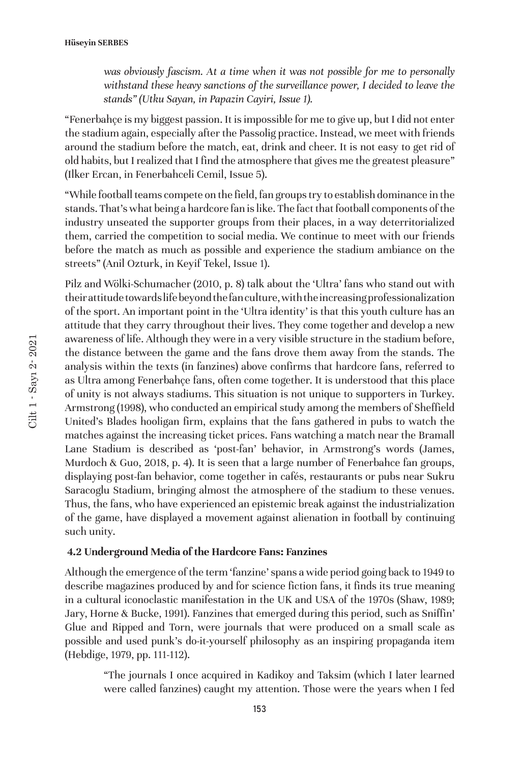*was obviously fascism. At a time when it was not possible for me to personally withstand these heavy sanctions of the surveillance power, I decided to leave the stands" (Utku Sayan, in Papazin Cayiri, Issue 1).*

"Fenerbahçe is my biggest passion. It is impossible for me to give up, but I did not enter the stadium again, especially after the Passolig practice. Instead, we meet with friends around the stadium before the match, eat, drink and cheer. It is not easy to get rid of old habits, but I realized that I find the atmosphere that gives me the greatest pleasure" (Ilker Ercan, in Fenerbahceli Cemil, Issue 5).

"While football teams compete on the field, fan groups try to establish dominance in the stands. That's what being a hardcore fan is like. The fact that football components of the industry unseated the supporter groups from their places, in a way deterritorialized them, carried the competition to social media. We continue to meet with our friends before the match as much as possible and experience the stadium ambiance on the streets" (Anil Ozturk, in Keyif Tekel, Issue 1).

Pilz and Wölki-Schumacher (2010, p. 8) talk about the 'Ultra' fans who stand out with their attitude towards life beyond the fan culture, with the increasing professionalization of the sport. An important point in the 'Ultra identity' is that this youth culture has an attitude that they carry throughout their lives. They come together and develop a new awareness of life. Although they were in a very visible structure in the stadium before, the distance between the game and the fans drove them away from the stands. The analysis within the texts (in fanzines) above confirms that hardcore fans, referred to as Ultra among Fenerbahçe fans, often come together. It is understood that this place of unity is not always stadiums. This situation is not unique to supporters in Turkey. Armstrong (1998), who conducted an empirical study among the members of Sheffield United's Blades hooligan firm, explains that the fans gathered in pubs to watch the matches against the increasing ticket prices. Fans watching a match near the Bramall Lane Stadium is described as 'post-fan' behavior, in Armstrong's words (James, Murdoch & Guo, 2018, p. 4). It is seen that a large number of Fenerbahce fan groups, displaying post-fan behavior, come together in cafés, restaurants or pubs near Sukru Saracoglu Stadium, bringing almost the atmosphere of the stadium to these venues. Thus, the fans, who have experienced an epistemic break against the industrialization of the game, have displayed a movement against alienation in football by continuing such unity.

### 4.2 Underground Media of the Hardcore Fans: Fanzines

Although the emergence of the term 'fanzine' spans a wide period going back to 1949 to describe magazines produced by and for science fiction fans, it finds its true meaning in a cultural iconoclastic manifestation in the UK and USA of the 1970s (Shaw, 1989; Jary, Horne & Bucke, 1991). Fanzines that emerged during this period, such as Sniffin' Glue and Ripped and Torn, were journals that were produced on a small scale as possible and used punk's do-it-yourself philosophy as an inspiring propaganda item (Hebdige, 1979, pp. 111-112).

> "The journals I once acquired in Kadikoy and Taksim (which I later learned were called fanzines) caught my attention. Those were the years when I fed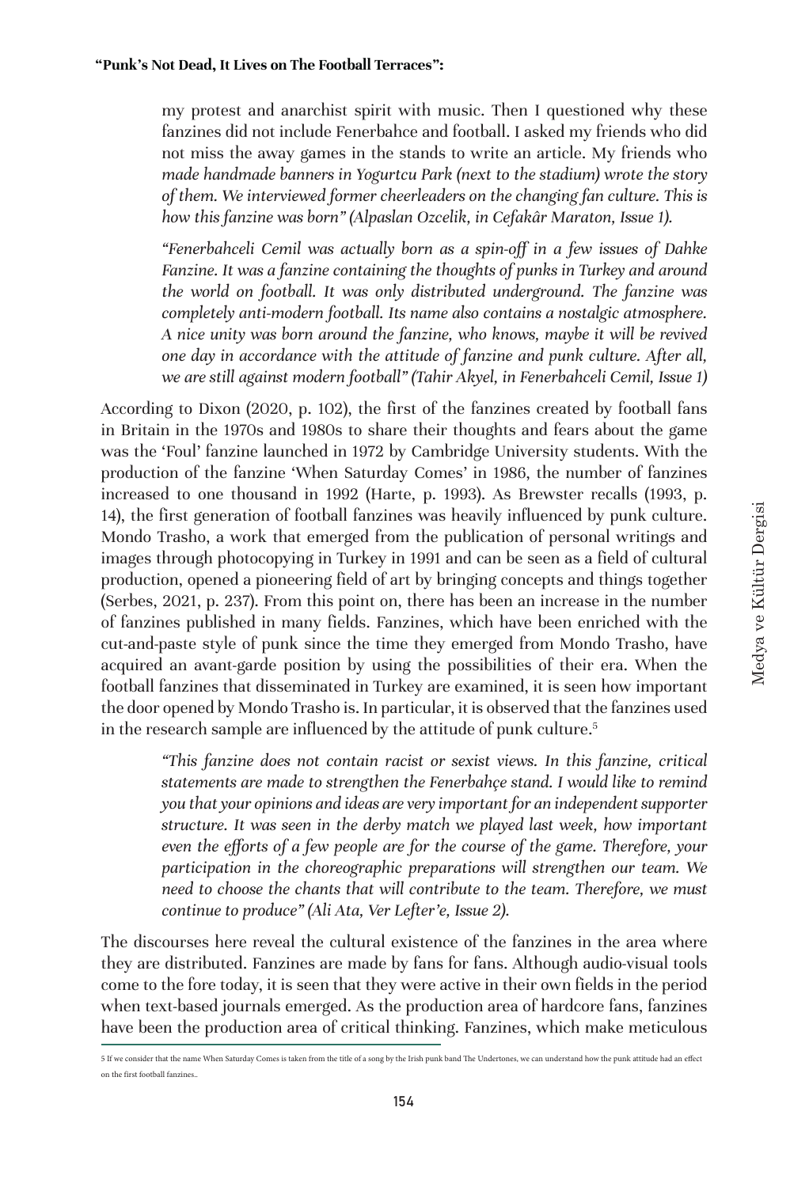my protest and anarchist spirit with music. Then I questioned why these fanzines did not include Fenerbahce and football. I asked my friends who did not miss the away games in the stands to write an article. My friends who *made handmade banners in Yogurtcu Park (next to the stadium) wrote the story of them. We interviewed former cheerleaders on the changing fan culture. This is how this fanzine was born" (Alpaslan Ozcelik, in Cefakâr Maraton, Issue 1).*

> *"Fenerbahceli Cemil was actually born as a spin-off in a few issues of Dahke Fanzine. It was a fanzine containing the thoughts of punks in Turkey and around the world on football. It was only distributed underground. The fanzine was completely anti-modern football. Its name also contains a nostalgic atmosphere. A nice unity was born around the fanzine, who knows, maybe it will be revived one day in accordance with the attitude of fanzine and punk culture. After all, we are still against modern football" (Tahir Akyel, in Fenerbahceli Cemil, Issue 1)*

According to Dixon (2020, p. 102), the first of the fanzines created by football fans in Britain in the 1970s and 1980s to share their thoughts and fears about the game was the 'Foul' fanzine launched in 1972 by Cambridge University students. With the production of the fanzine 'When Saturday Comes' in 1986, the number of fanzines increased to one thousand in 1992 (Harte, p. 1993). As Brewster recalls (1993, p. 14), the first generation of football fanzines was heavily influenced by punk culture. Mondo Trasho, a work that emerged from the publication of personal writings and images through photocopying in Turkey in 1991 and can be seen as a field of cultural production, opened a pioneering field of art by bringing concepts and things together (Serbes, 2021, p. 237). From this point on, there has been an increase in the number of fanzines published in many fields. Fanzines, which have been enriched with the cut-and-paste style of punk since the time they emerged from Mondo Trasho, have acquired an avant-garde position by using the possibilities of their era. When the football fanzines that disseminated in Turkey are examined, it is seen how important the door opened by Mondo Trasho is. In particular, it is observed that the fanzines used in the research sample are influenced by the attitude of punk culture.[5]

> *"This fanzine does not contain racist or sexist views. In this fanzine, critical statements are made to strengthen the Fenerbahçe stand. I would like to remind you that your opinions and ideas are very important for an independent supporter structure. It was seen in the derby match we played last week, how important even the efforts of a few people are for the course of the game. Therefore, your participation in the choreographic preparations will strengthen our team. We need to choose the chants that will contribute to the team. Therefore, we must continue to produce" (Ali Ata, Ver Lefter'e, Issue 2).*

The discourses here reveal the cultural existence of the fanzines in the area where they are distributed. Fanzines are made by fans for fans. Although audio-visual tools come to the fore today, it is seen that they were active in their own fields in the period when text-based journals emerged. As the production area of hardcore fans, fanzines have been the production area of critical thinking. Fanzines, which make meticulous

[5] If we consider that the name When Saturday Comes is taken from the title of a song by the Irish punk band The Undertones, we can understand how the punk attitude had an effect on the first football fanzines..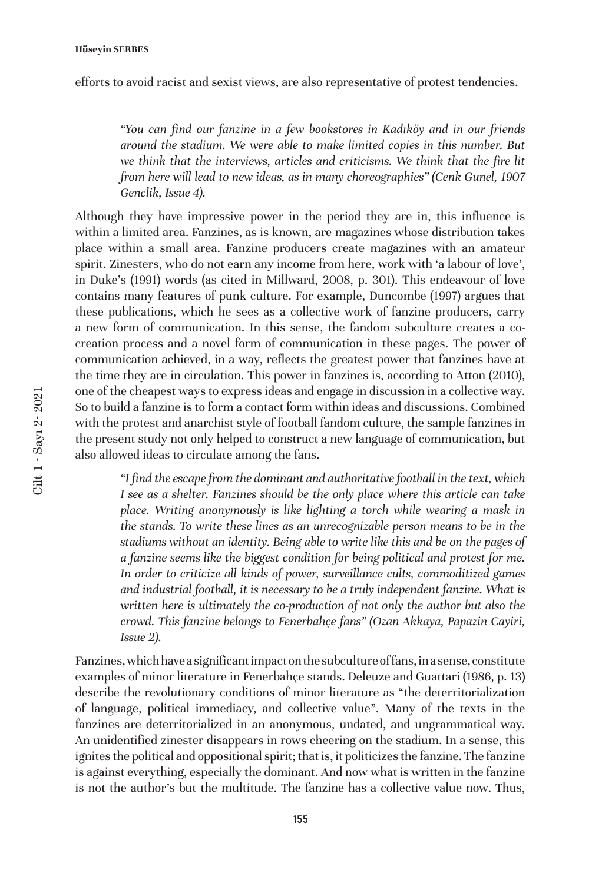efforts to avoid racist and sexist views, are also representative of protest tendencies.

> *"You can find our fanzine in a few bookstores in Kadıköy and in our friends around the stadium. We were able to make limited copies in this number. But we think that the interviews, articles and criticisms. We think that the fire lit from here will lead to new ideas, as in many choreographies" (Cenk Gunel, 1907 Genclik, Issue 4).*

Although they have impressive power in the period they are in, this influence is within a limited area. Fanzines, as is known, are magazines whose distribution takes place within a small area. Fanzine producers create magazines with an amateur spirit. Zinesters, who do not earn any income from here, work with 'a labour of love', in Duke's (1991) words (as cited in Millward, 2008, p. 301). This endeavour of love contains many features of punk culture. For example, Duncombe (1997) argues that these publications, which he sees as a collective work of fanzine producers, carry a new form of communication. In this sense, the fandom subculture creates a co-creation process and a novel form of communication in these pages. The power of communication achieved, in a way, reflects the greatest power that fanzines have at the time they are in circulation. This power in fanzines is, according to Atton (2010), one of the cheapest ways to express ideas and engage in discussion in a collective way. So to build a fanzine is to form a contact form within ideas and discussions. Combined with the protest and anarchist style of football fandom culture, the sample fanzines in the present study not only helped to construct a new language of communication, but also allowed ideas to circulate among the fans.

> *"I find the escape from the dominant and authoritative football in the text, which I see as a shelter. Fanzines should be the only place where this article can take place. Writing anonymously is like lighting a torch while wearing a mask in the stands. To write these lines as an unrecognizable person means to be in the stadiums without an identity. Being able to write like this and be on the pages of a fanzine seems like the biggest condition for being political and protest for me. In order to criticize all kinds of power, surveillance cults, commoditized games and industrial football, it is necessary to be a truly independent fanzine. What is written here is ultimately the co-production of not only the author but also the crowd. This fanzine belongs to Fenerbahçe fans" (Ozan Akkaya, Papazin Cayiri, Issue 2).*

Fanzines, which have a significant impact on the subculture of fans, in a sense, constitute examples of minor literature in Fenerbahçe stands. Deleuze and Guattari (1986, p. 13) describe the revolutionary conditions of minor literature as "the deterritorialization of language, political immediacy, and collective value". Many of the texts in the fanzines are deterritorialized in an anonymous, undated, and ungrammatical way. An unidentified zinester disappears in rows cheering on the stadium. In a sense, this ignites the political and oppositional spirit; that is, it politicizes the fanzine. The fanzine is against everything, especially the dominant. And now what is written in the fanzine is not the author's but the multitude. The fanzine has a collective value now. Thus,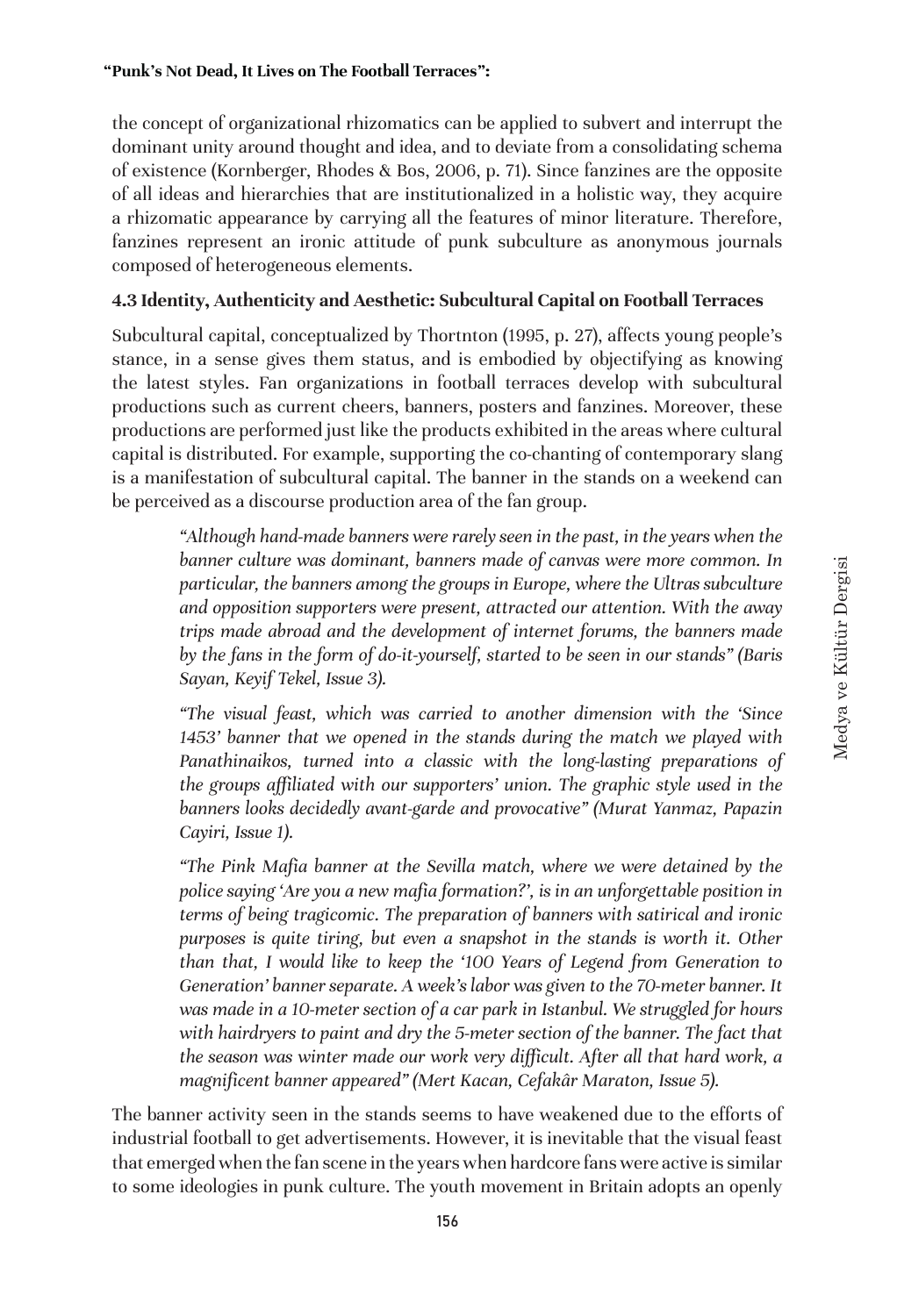the concept of organizational rhizomatics can be applied to subvert and interrupt the dominant unity around thought and idea, and to deviate from a consolidating schema of existence (Kornberger, Rhodes & Bos, 2006, p. 71). Since fanzines are the opposite of all ideas and hierarchies that are institutionalized in a holistic way, they acquire a rhizomatic appearance by carrying all the features of minor literature. Therefore, fanzines represent an ironic attitude of punk subculture as anonymous journals composed of heterogeneous elements.

### 4.3 Identity, Authenticity and Aesthetic: Subcultural Capital on Football Terraces

Subcultural capital, conceptualized by Thortnton (1995, p. 27), affects young people's stance, in a sense gives them status, and is embodied by objectifying as knowing the latest styles. Fan organizations in football terraces develop with subcultural productions such as current cheers, banners, posters and fanzines. Moreover, these productions are performed just like the products exhibited in the areas where cultural capital is distributed. For example, supporting the co-chanting of contemporary slang is a manifestation of subcultural capital. The banner in the stands on a weekend can be perceived as a discourse production area of the fan group.

> *"Although hand-made banners were rarely seen in the past, in the years when the banner culture was dominant, banners made of canvas were more common. In particular, the banners among the groups in Europe, where the Ultras subculture and opposition supporters were present, attracted our attention. With the away trips made abroad and the development of internet forums, the banners made by the fans in the form of do-it-yourself, started to be seen in our stands" (Baris Sayan, Keyif Tekel, Issue 3).*

> *"The visual feast, which was carried to another dimension with the 'Since 1453' banner that we opened in the stands during the match we played with Panathinaikos, turned into a classic with the long-lasting preparations of the groups affiliated with our supporters' union. The graphic style used in the banners looks decidedly avant-garde and provocative" (Murat Yanmaz, Papazin Cayiri, Issue 1).*

> *"The Pink Mafia banner at the Sevilla match, where we were detained by the police saying 'Are you a new mafia formation?', is in an unforgettable position in terms of being tragicomic. The preparation of banners with satirical and ironic purposes is quite tiring, but even a snapshot in the stands is worth it. Other than that, I would like to keep the '100 Years of Legend from Generation to Generation' banner separate. A week's labor was given to the 70-meter banner. It was made in a 10-meter section of a car park in Istanbul. We struggled for hours with hairdryers to paint and dry the 5-meter section of the banner. The fact that the season was winter made our work very difficult. After all that hard work, a magnificent banner appeared" (Mert Kacan, Cefakâr Maraton, Issue 5).*

The banner activity seen in the stands seems to have weakened due to the efforts of industrial football to get advertisements. However, it is inevitable that the visual feast that emerged when the fan scene in the years when hardcore fans were active is similar to some ideologies in punk culture. The youth movement in Britain adopts an openly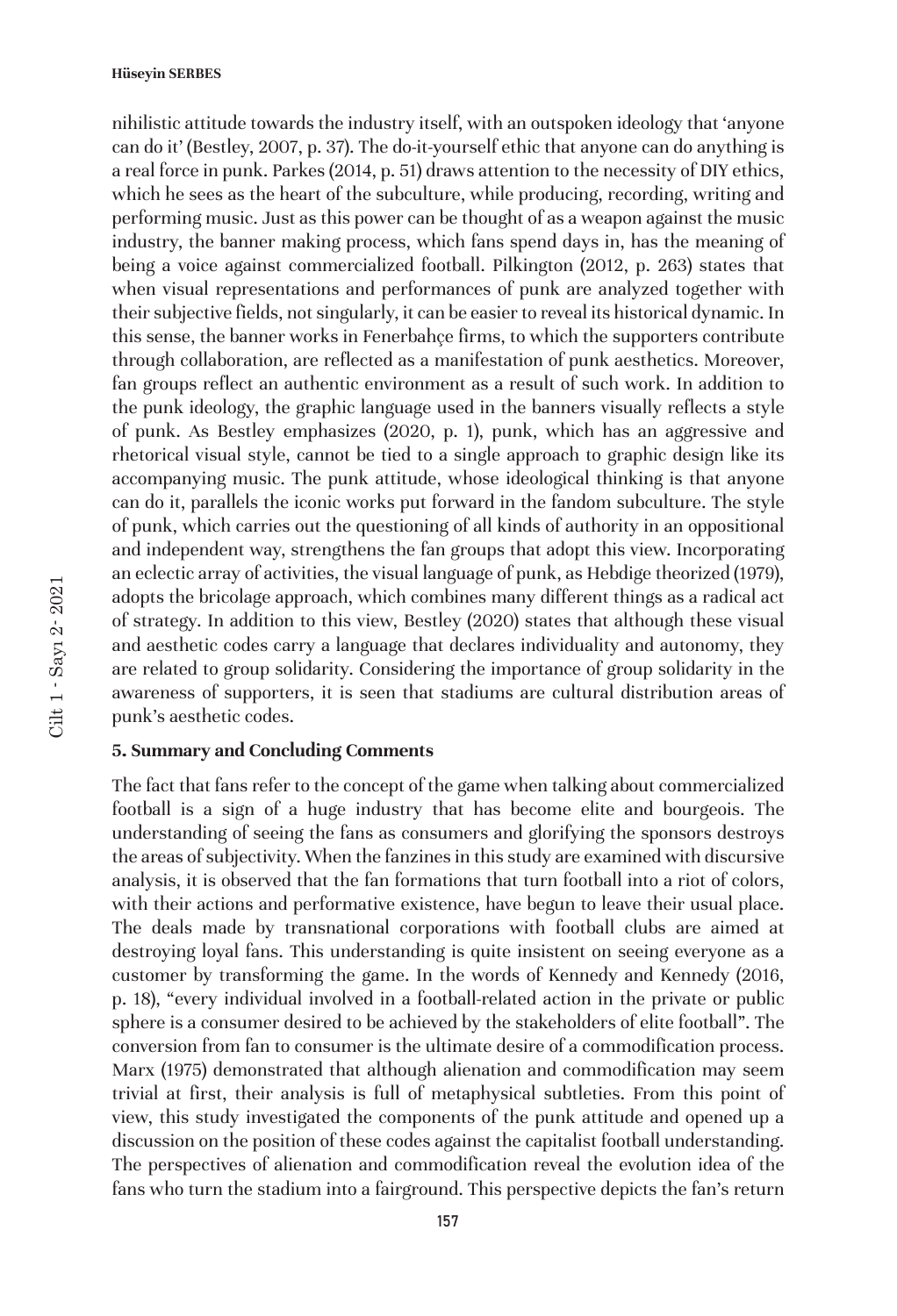nihilistic attitude towards the industry itself, with an outspoken ideology that 'anyone can do it' (Bestley, 2007, p. 37). The do-it-yourself ethic that anyone can do anything is a real force in punk. Parkes (2014, p. 51) draws attention to the necessity of DIY ethics, which he sees as the heart of the subculture, while producing, recording, writing and performing music. Just as this power can be thought of as a weapon against the music industry, the banner making process, which fans spend days in, has the meaning of being a voice against commercialized football. Pilkington (2012, p. 263) states that when visual representations and performances of punk are analyzed together with their subjective fields, not singularly, it can be easier to reveal its historical dynamic. In this sense, the banner works in Fenerbahçe firms, to which the supporters contribute through collaboration, are reflected as a manifestation of punk aesthetics. Moreover, fan groups reflect an authentic environment as a result of such work. In addition to the punk ideology, the graphic language used in the banners visually reflects a style of punk. As Bestley emphasizes (2020, p. 1), punk, which has an aggressive and rhetorical visual style, cannot be tied to a single approach to graphic design like its accompanying music. The punk attitude, whose ideological thinking is that anyone can do it, parallels the iconic works put forward in the fandom subculture. The style of punk, which carries out the questioning of all kinds of authority in an oppositional and independent way, strengthens the fan groups that adopt this view. Incorporating an eclectic array of activities, the visual language of punk, as Hebdige theorized (1979), adopts the bricolage approach, which combines many different things as a radical act of strategy. In addition to this view, Bestley (2020) states that although these visual and aesthetic codes carry a language that declares individuality and autonomy, they are related to group solidarity. Considering the importance of group solidarity in the awareness of supporters, it is seen that stadiums are cultural distribution areas of punk's aesthetic codes.

### 5. Summary and Concluding Comments

The fact that fans refer to the concept of the game when talking about commercialized football is a sign of a huge industry that has become elite and bourgeois. The understanding of seeing the fans as consumers and glorifying the sponsors destroys the areas of subjectivity. When the fanzines in this study are examined with discursive analysis, it is observed that the fan formations that turn football into a riot of colors, with their actions and performative existence, have begun to leave their usual place. The deals made by transnational corporations with football clubs are aimed at destroying loyal fans. This understanding is quite insistent on seeing everyone as a customer by transforming the game. In the words of Kennedy and Kennedy (2016, p. 18), "every individual involved in a football-related action in the private or public sphere is a consumer desired to be achieved by the stakeholders of elite football". The conversion from fan to consumer is the ultimate desire of a commodification process. Marx (1975) demonstrated that although alienation and commodification may seem trivial at first, their analysis is full of metaphysical subtleties. From this point of view, this study investigated the components of the punk attitude and opened up a discussion on the position of these codes against the capitalist football understanding. The perspectives of alienation and commodification reveal the evolution idea of the fans who turn the stadium into a fairground. This perspective depicts the fan's return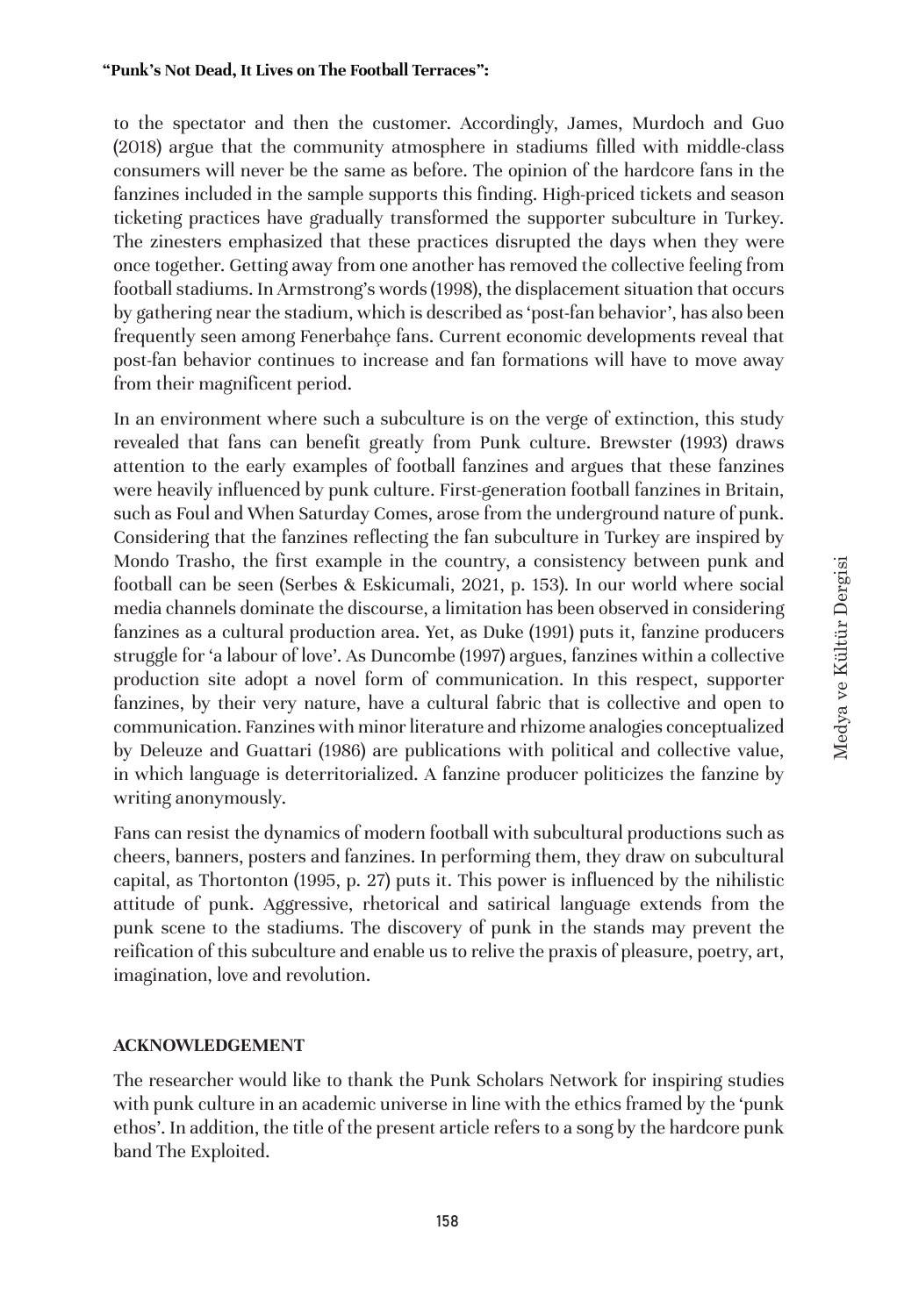to the spectator and then the customer. Accordingly, James, Murdoch and Guo (2018) argue that the community atmosphere in stadiums filled with middle-class consumers will never be the same as before. The opinion of the hardcore fans in the fanzines included in the sample supports this finding. High-priced tickets and season ticketing practices have gradually transformed the supporter subculture in Turkey. The zinesters emphasized that these practices disrupted the days when they were once together. Getting away from one another has removed the collective feeling from football stadiums. In Armstrong's words (1998), the displacement situation that occurs by gathering near the stadium, which is described as 'post-fan behavior', has also been frequently seen among Fenerbahçe fans. Current economic developments reveal that post-fan behavior continues to increase and fan formations will have to move away from their magnificent period.

In an environment where such a subculture is on the verge of extinction, this study revealed that fans can benefit greatly from Punk culture. Brewster (1993) draws attention to the early examples of football fanzines and argues that these fanzines were heavily influenced by punk culture. First-generation football fanzines in Britain, such as Foul and When Saturday Comes, arose from the underground nature of punk. Considering that the fanzines reflecting the fan subculture in Turkey are inspired by Mondo Trasho, the first example in the country, a consistency between punk and football can be seen (Serbes & Eskicumali, 2021, p. 153). In our world where social media channels dominate the discourse, a limitation has been observed in considering fanzines as a cultural production area. Yet, as Duke (1991) puts it, fanzine producers struggle for 'a labour of love'. As Duncombe (1997) argues, fanzines within a collective production site adopt a novel form of communication. In this respect, supporter fanzines, by their very nature, have a cultural fabric that is collective and open to communication. Fanzines with minor literature and rhizome analogies conceptualized by Deleuze and Guattari (1986) are publications with political and collective value, in which language is deterritorialized. A fanzine producer politicizes the fanzine by writing anonymously.

Fans can resist the dynamics of modern football with subcultural productions such as cheers, banners, posters and fanzines. In performing them, they draw on subcultural capital, as Thortonton (1995, p. 27) puts it. This power is influenced by the nihilistic attitude of punk. Aggressive, rhetorical and satirical language extends from the punk scene to the stadiums. The discovery of punk in the stands may prevent the reification of this subculture and enable us to relive the praxis of pleasure, poetry, art, imagination, love and revolution.

## ACKNOWLEDGEMENT

The researcher would like to thank the Punk Scholars Network for inspiring studies with punk culture in an academic universe in line with the ethics framed by the 'punk ethos'. In addition, the title of the present article refers to a song by the hardcore punk band The Exploited.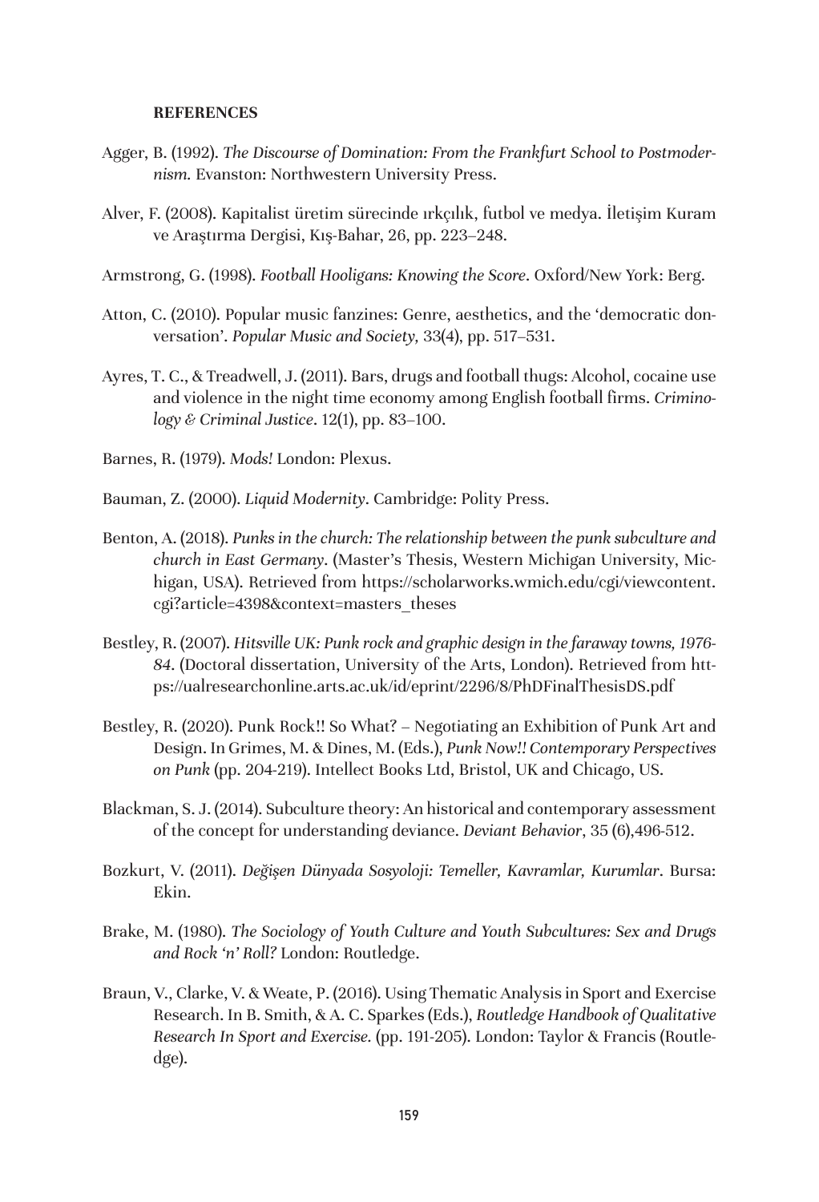**REFERENCES**

Agger, B. (1992). *The Discourse of Domination: From the Frankfurt School to Postmodernism.* Evanston: Northwestern University Press.

Alver, F. (2008). Kapitalist üretim sürecinde ırkçılık, futbol ve medya. İletişim Kuram ve Araştırma Dergisi, Kış-Bahar, 26, pp. 223–248.

Armstrong, G. (1998). *Football Hooligans: Knowing the Score*. Oxford/New York: Berg.

Atton, C. (2010). Popular music fanzines: Genre, aesthetics, and the 'democratic donversation'. *Popular Music and Society,* 33(4), pp. 517–531.

Ayres, T. C., & Treadwell, J. (2011). Bars, drugs and football thugs: Alcohol, cocaine use and violence in the night time economy among English football firms. *Criminology & Criminal Justice*. 12(1), pp. 83–100.

Barnes, R. (1979). *Mods!* London: Plexus.

Bauman, Z. (2000). *Liquid Modernity*. Cambridge: Polity Press.

Benton, A. (2018). *Punks in the church: The relationship between the punk subculture and church in East Germany*. (Master's Thesis, Western Michigan University, Michigan, USA). Retrieved from https://scholarworks.wmich.edu/cgi/viewcontent.cgi?article=4398&context=masters_theses

Bestley, R. (2007). *Hitsville UK: Punk rock and graphic design in the faraway towns, 1976-84*. (Doctoral dissertation, University of the Arts, London). Retrieved from https://ualresearchonline.arts.ac.uk/id/eprint/2296/8/PhDFinalThesisDS.pdf

Bestley, R. (2020). Punk Rock!! So What? – Negotiating an Exhibition of Punk Art and Design. In Grimes, M. & Dines, M. (Eds.), *Punk Now!! Contemporary Perspectives on Punk* (pp. 204-219). Intellect Books Ltd, Bristol, UK and Chicago, US.

Blackman, S. J. (2014). Subculture theory: An historical and contemporary assessment of the concept for understanding deviance. *Deviant Behavior*, 35 (6),496-512.

Bozkurt, V. (2011). *Değişen Dünyada Sosyoloji: Temeller, Kavramlar, Kurumlar*. Bursa: Ekin.

Brake, M. (1980). *The Sociology of Youth Culture and Youth Subcultures: Sex and Drugs and Rock 'n' Roll?* London: Routledge.

Braun, V., Clarke, V. & Weate, P. (2016). Using Thematic Analysis in Sport and Exercise Research. In B. Smith, & A. C. Sparkes (Eds.), *Routledge Handbook of Qualitative Research In Sport and Exercise.* (pp. 191-205). London: Taylor & Francis (Routledge).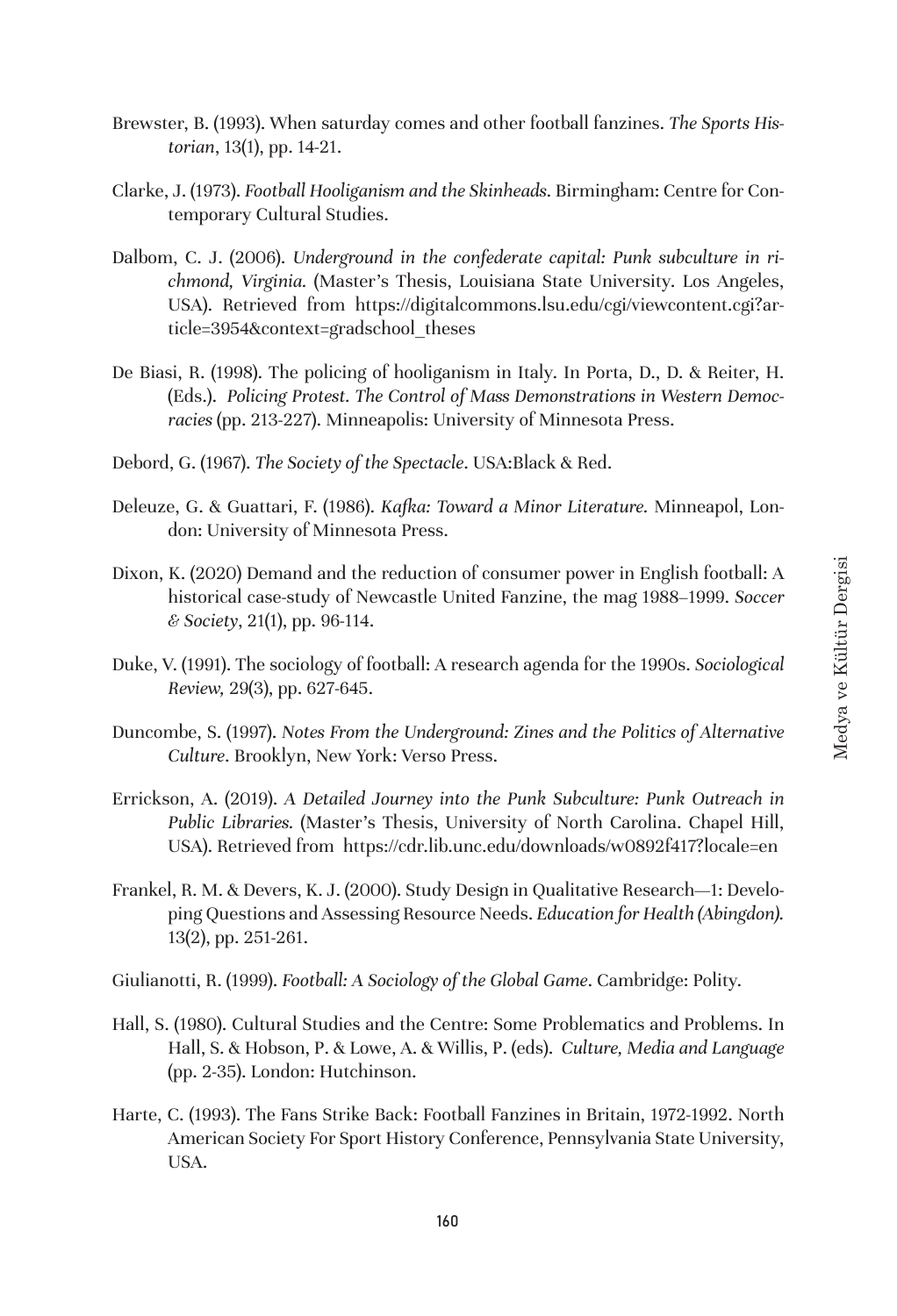Brewster, B. (1993). When saturday comes and other football fanzines. *The Sports Historian*, 13(1), pp. 14-21.

Clarke, J. (1973). *Football Hooliganism and the Skinheads.* Birmingham: Centre for Contemporary Cultural Studies.

Dalbom, C. J. (2006). *Underground in the confederate capital: Punk subculture in richmond, Virginia.* (Master's Thesis, Louisiana State University. Los Angeles, USA). Retrieved from https://digitalcommons.lsu.edu/cgi/viewcontent.cgi?article=3954&context=gradschool_theses

De Biasi, R. (1998). The policing of hooliganism in Italy. In Porta, D., D. & Reiter, H. (Eds.). *Policing Protest. The Control of Mass Demonstrations in Western Democracies* (pp. 213-227). Minneapolis: University of Minnesota Press.

Debord, G. (1967). *The Society of the Spectacle*. USA:Black & Red.

Deleuze, G. & Guattari, F. (1986). *Kafka: Toward a Minor Literature.* Minneapol, London: University of Minnesota Press.

Dixon, K. (2020) Demand and the reduction of consumer power in English football: A historical case-study of Newcastle United Fanzine, the mag 1988–1999. *Soccer & Society*, 21(1), pp. 96-114.

Duke, V. (1991). The sociology of football: A research agenda for the 1990s. *Sociological Review,* 29(3), pp. 627-645.

Duncombe, S. (1997). *Notes From the Underground: Zines and the Politics of Alternative Culture*. Brooklyn, New York: Verso Press.

Errickson, A. (2019). *A Detailed Journey into the Punk Subculture: Punk Outreach in Public Libraries.* (Master's Thesis, University of North Carolina. Chapel Hill, USA). Retrieved from https://cdr.lib.unc.edu/downloads/w0892f417?locale=en

Frankel, R. M. & Devers, K. J. (2000). Study Design in Qualitative Research—1: Developing Questions and Assessing Resource Needs. *Education for Health (Abingdon).* 13(2), pp. 251-261.

Giulianotti, R. (1999). *Football: A Sociology of the Global Game*. Cambridge: Polity.

Hall, S. (1980). Cultural Studies and the Centre: Some Problematics and Problems. In Hall, S. & Hobson, P. & Lowe, A. & Willis, P. (eds). *Culture, Media and Language* (pp. 2-35). London: Hutchinson.

Harte, C. (1993). The Fans Strike Back: Football Fanzines in Britain, 1972-1992. North American Society For Sport History Conference, Pennsylvania State University, USA.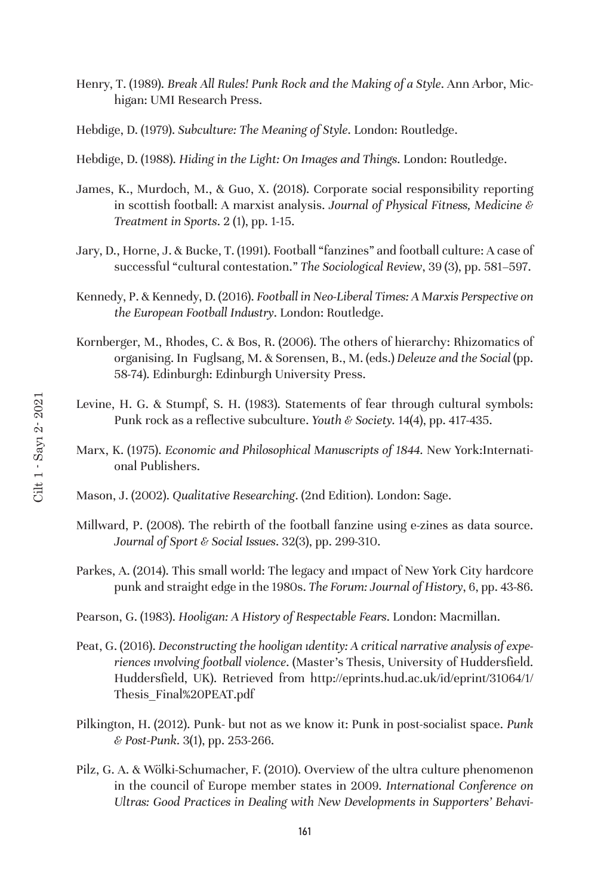Henry, T. (1989). *Break All Rules! Punk Rock and the Making of a Style*. Ann Arbor, Michigan: UMI Research Press.

Hebdige, D. (1979). *Subculture: The Meaning of Style*. London: Routledge.

Hebdige, D. (1988). *Hiding in the Light: On Images and Things*. London: Routledge.

James, K., Murdoch, M., & Guo, X. (2018). Corporate social responsibility reporting in scottish football: A marxist analysis. *Journal of Physical Fitness, Medicine & Treatment in Sports*. 2 (1), pp. 1-15.

Jary, D., Horne, J. & Bucke, T. (1991). Football "fanzines" and football culture: A case of successful "cultural contestation." *The Sociological Review*, 39 (3), pp. 581–597.

Kennedy, P. & Kennedy, D. (2016). *Football in Neo-Liberal Times: A Marxis Perspective on the European Football Industry*. London: Routledge.

Kornberger, M., Rhodes, C. & Bos, R. (2006). The others of hierarchy: Rhizomatics of organising. In Fuglsang, M. & Sorensen, B., M. (eds.) *Deleuze and the Social* (pp. 58-74). Edinburgh: Edinburgh University Press.

Levine, H. G. & Stumpf, S. H. (1983). Statements of fear through cultural symbols: Punk rock as a reflective subculture. *Youth & Society*. 14(4), pp. 417-435.

Marx, K. (1975). *Economic and Philosophical Manuscripts of 1844*. New York:International Publishers.

Mason, J. (2002). *Qualitative Researching*. (2nd Edition). London: Sage.

Millward, P. (2008). The rebirth of the football fanzine using e-zines as data source. *Journal of Sport & Social Issues*. 32(3), pp. 299-310.

Parkes, A. (2014). This small world: The legacy and ımpact of New York City hardcore punk and straight edge in the 1980s. *The Forum: Journal of History*, 6, pp. 43-86.

Pearson, G. (1983). *Hooligan: A History of Respectable Fears*. London: Macmillan.

Peat, G. (2016). *Deconstructing the hooligan ıdentity: A critical narrative analysis of experiences ınvolving football violence*. (Master's Thesis, University of Huddersfield. Huddersfield, UK). Retrieved from http://eprints.hud.ac.uk/id/eprint/31064/1/Thesis_Final%20PEAT.pdf

Pilkington, H. (2012). Punk- but not as we know it: Punk in post-socialist space. *Punk & Post-Punk*. 3(1), pp. 253-266.

Pilz, G. A. & Wölki-Schumacher, F. (2010). Overview of the ultra culture phenomenon in the council of Europe member states in 2009. *International Conference on Ultras: Good Practices in Dealing with New Developments in Supporters' Behavi-*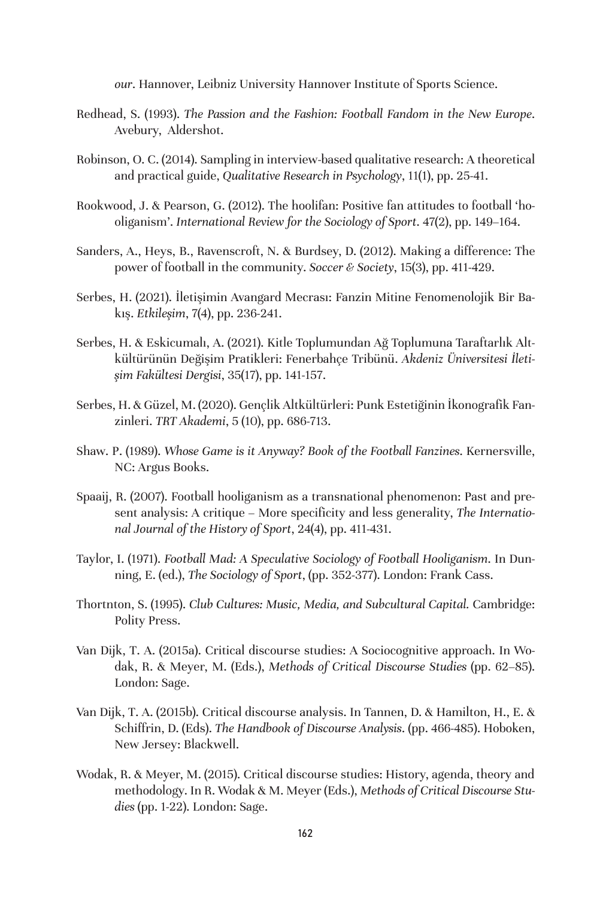*our*. Hannover, Leibniz University Hannover Institute of Sports Science.

Redhead, S. (1993). *The Passion and the Fashion: Football Fandom in the New Europe*. Avebury, Aldershot.

Robinson, O. C. (2014). Sampling in interview-based qualitative research: A theoretical and practical guide, *Qualitative Research in Psychology*, 11(1), pp. 25-41.

Rookwood, J. & Pearson, G. (2012). The hoolifan: Positive fan attitudes to football 'hooliganism'. *International Review for the Sociology of Sport*. 47(2), pp. 149–164.

Sanders, A., Heys, B., Ravenscroft, N. & Burdsey, D. (2012). Making a difference: The power of football in the community. *Soccer & Society*, 15(3), pp. 411-429.

Serbes, H. (2021). İletişimin Avangard Mecrası: Fanzin Mitine Fenomenolojik Bir Bakış. *Etkileşim*, 7(4), pp. 236-241.

Serbes, H. & Eskicumalı, A. (2021). Kitle Toplumundan Ağ Toplumuna Taraftarlık Altkültürünün Değişim Pratikleri: Fenerbahçe Tribünü. *Akdeniz Üniversitesi İletişim Fakültesi Dergisi*, 35(17), pp. 141-157.

Serbes, H. & Güzel, M. (2020). Gençlik Altkültürleri: Punk Estetiğinin İkonografik Fanzinleri. *TRT Akademi*, 5 (10), pp. 686-713.

Shaw. P. (1989). *Whose Game is it Anyway? Book of the Football Fanzines*. Kernersville, NC: Argus Books.

Spaaij, R. (2007). Football hooliganism as a transnational phenomenon: Past and present analysis: A critique – More specificity and less generality, *The International Journal of the History of Sport*, 24(4), pp. 411-431.

Taylor, I. (1971). *Football Mad: A Speculative Sociology of Football Hooliganism*. In Dunning, E. (ed.), *The Sociology of Sport*, (pp. 352-377). London: Frank Cass.

Thortnton, S. (1995). *Club Cultures: Music, Media, and Subcultural Capital*. Cambridge: Polity Press.

Van Dijk, T. A. (2015a). Critical discourse studies: A Sociocognitive approach. In Wodak, R. & Meyer, M. (Eds.), *Methods of Critical Discourse Studies* (pp. 62–85). London: Sage.

Van Dijk, T. A. (2015b). Critical discourse analysis. In Tannen, D. & Hamilton, H., E. & Schiffrin, D. (Eds). *The Handbook of Discourse Analysis*. (pp. 466-485). Hoboken, New Jersey: Blackwell.

Wodak, R. & Meyer, M. (2015). Critical discourse studies: History, agenda, theory and methodology. In R. Wodak & M. Meyer (Eds.), *Methods of Critical Discourse Studies* (pp. 1-22). London: Sage.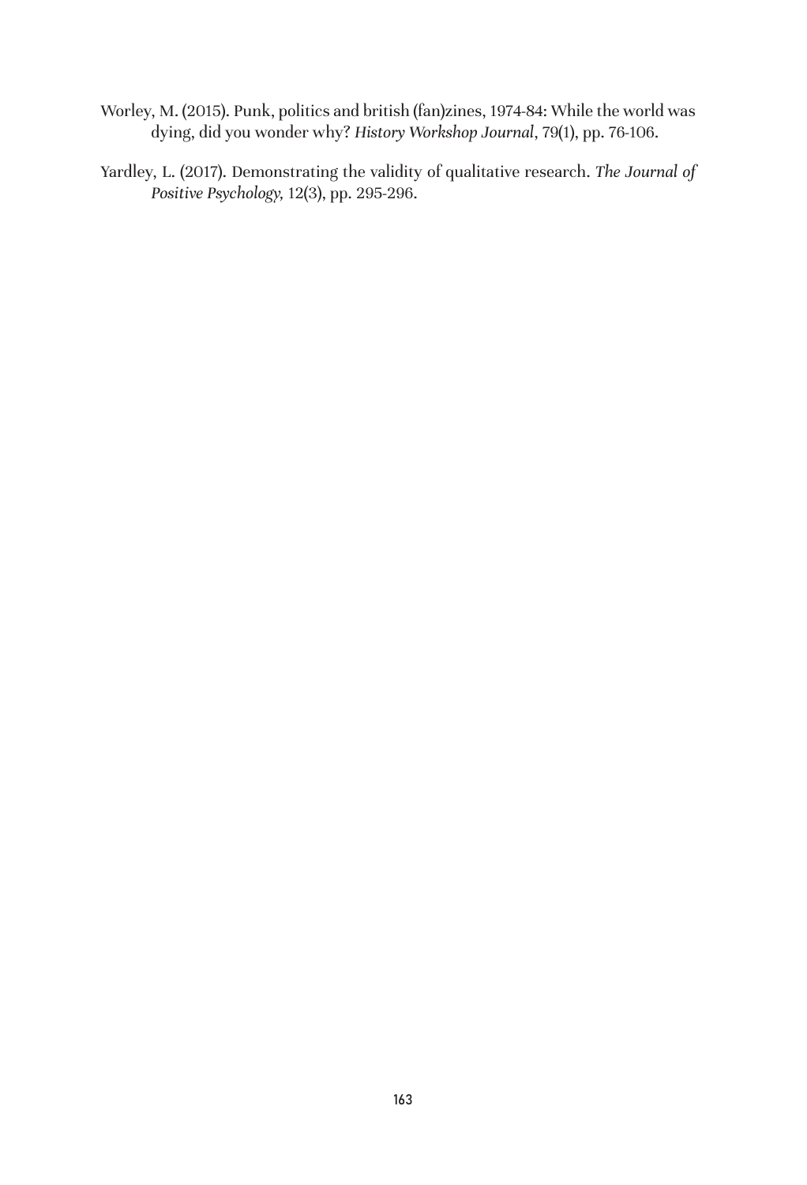Worley, M. (2015). Punk, politics and british (fan)zines, 1974-84: While the world was dying, did you wonder why? *History Workshop Journal*, 79(1), pp. 76-106.

Yardley, L. (2017). Demonstrating the validity of qualitative research. *The Journal of Positive Psychology,* 12(3), pp. 295-296.